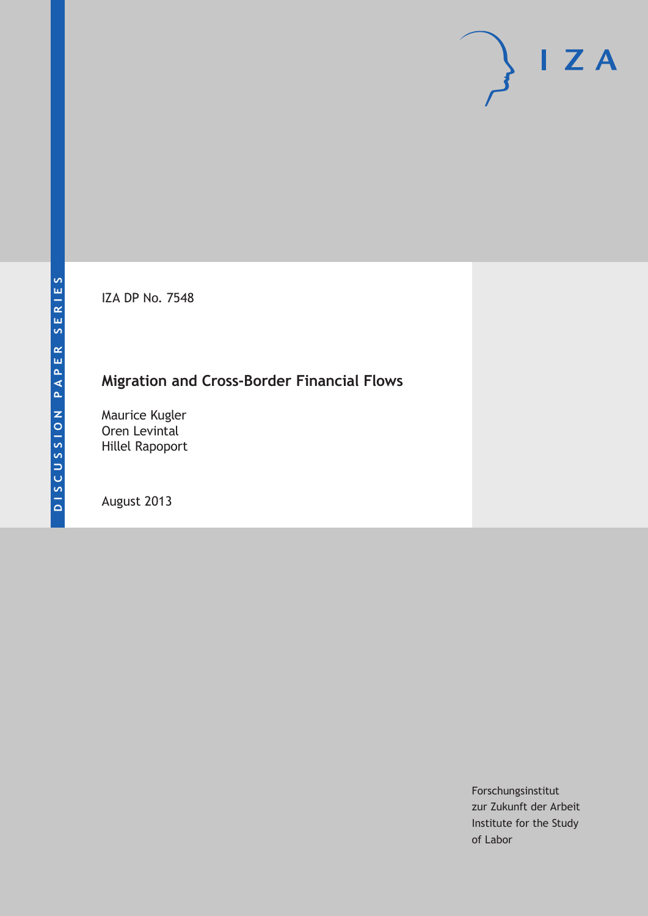DISCUSSION PAPER SERIES

IZA DP No. 7548

# Migration and Cross-Border Financial Flows

Maurice Kugler
Oren Levintal
Hillel Rapoport

August 2013

Forschungsinstitut
zur Zukunft der Arbeit
Institute for the Study
of Labor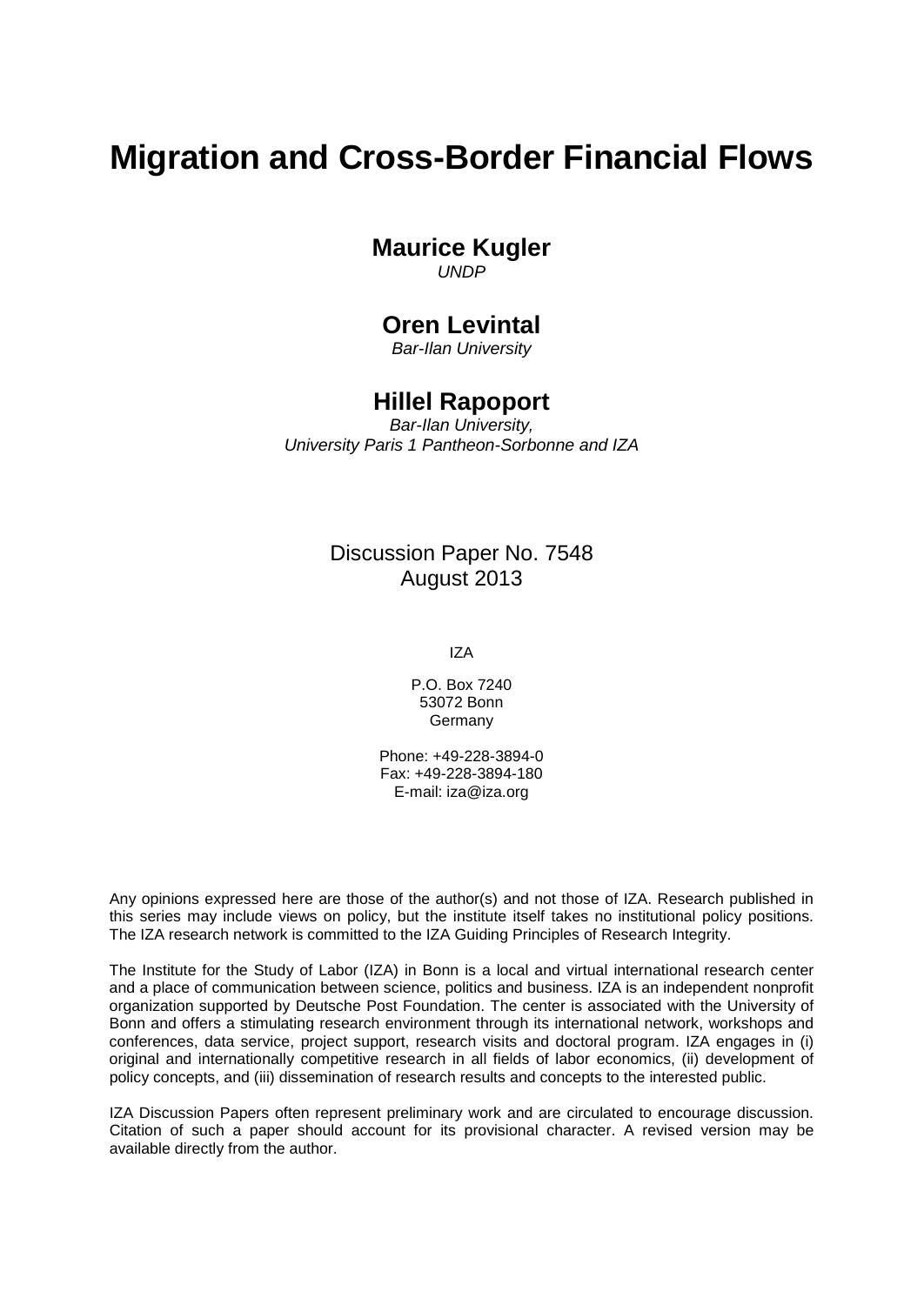# Migration and Cross-Border Financial Flows

**Maurice Kugler**
*UNDP*

**Oren Levintal**
*Bar-Ilan University*

**Hillel Rapoport**
*Bar-Ilan University,*
*University Paris 1 Pantheon-Sorbonne and IZA*

Discussion Paper No. 7548
August 2013

IZA

P.O. Box 7240
53072 Bonn
Germany

Phone: +49-228-3894-0
Fax: +49-228-3894-180
E-mail: iza@iza.org

Any opinions expressed here are those of the author(s) and not those of IZA. Research published in this series may include views on policy, but the institute itself takes no institutional policy positions. The IZA research network is committed to the IZA Guiding Principles of Research Integrity.

The Institute for the Study of Labor (IZA) in Bonn is a local and virtual international research center and a place of communication between science, politics and business. IZA is an independent nonprofit organization supported by Deutsche Post Foundation. The center is associated with the University of Bonn and offers a stimulating research environment through its international network, workshops and conferences, data service, project support, research visits and doctoral program. IZA engages in (i) original and internationally competitive research in all fields of labor economics, (ii) development of policy concepts, and (iii) dissemination of research results and concepts to the interested public.

IZA Discussion Papers often represent preliminary work and are circulated to encourage discussion. Citation of such a paper should account for its provisional character. A revised version may be available directly from the author.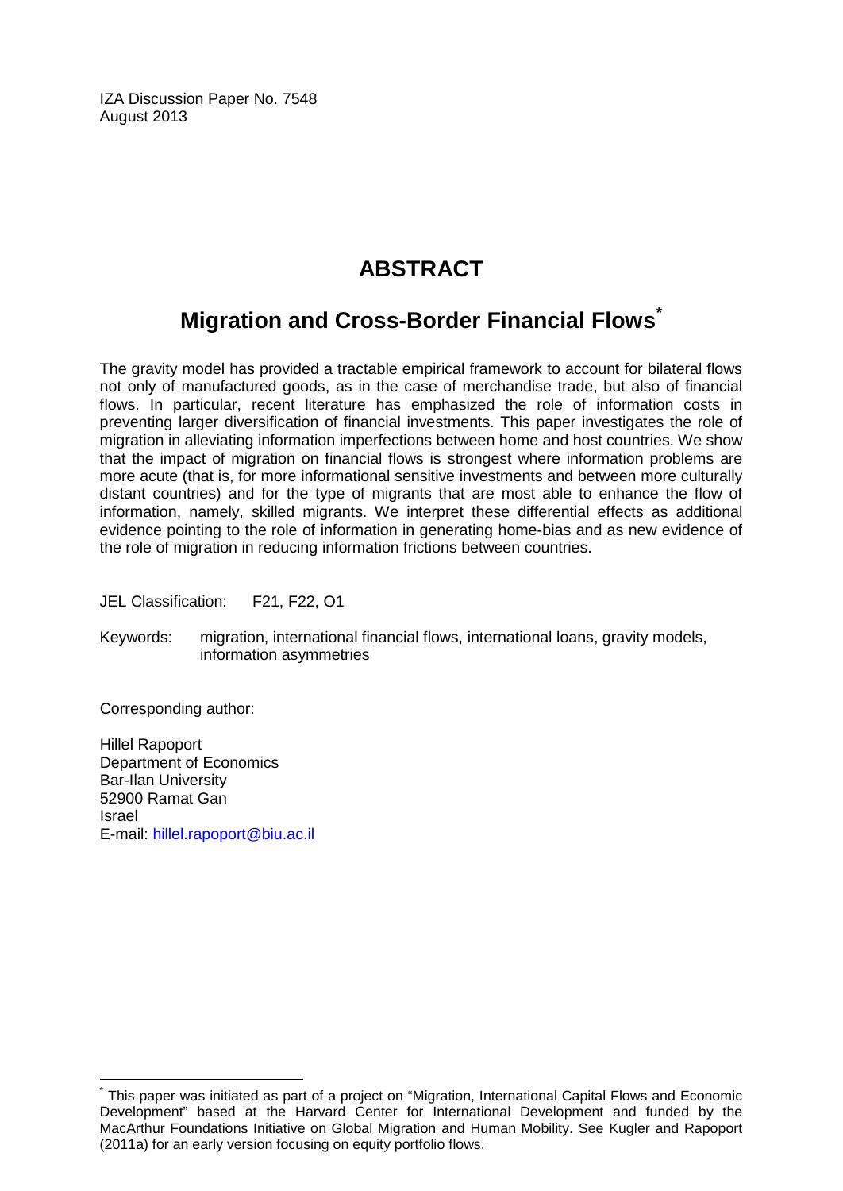IZA Discussion Paper No. 7548
August 2013

# ABSTRACT

## Migration and Cross-Border Financial Flows[*]

The gravity model has provided a tractable empirical framework to account for bilateral flows not only of manufactured goods, as in the case of merchandise trade, but also of financial flows. In particular, recent literature has emphasized the role of information costs in preventing larger diversification of financial investments. This paper investigates the role of migration in alleviating information imperfections between home and host countries. We show that the impact of migration on financial flows is strongest where information problems are more acute (that is, for more informational sensitive investments and between more culturally distant countries) and for the type of migrants that are most able to enhance the flow of information, namely, skilled migrants. We interpret these differential effects as additional evidence pointing to the role of information in generating home-bias and as new evidence of the role of migration in reducing information frictions between countries.

JEL Classification: F21, F22, O1

Keywords: migration, international financial flows, international loans, gravity models, information asymmetries

Corresponding author:

Hillel Rapoport
Department of Economics
Bar-Ilan University
52900 Ramat Gan
Israel
E-mail: hillel.rapoport@biu.ac.il

[*] This paper was initiated as part of a project on "Migration, International Capital Flows and Economic Development" based at the Harvard Center for International Development and funded by the MacArthur Foundations Initiative on Global Migration and Human Mobility. See Kugler and Rapoport (2011a) for an early version focusing on equity portfolio flows.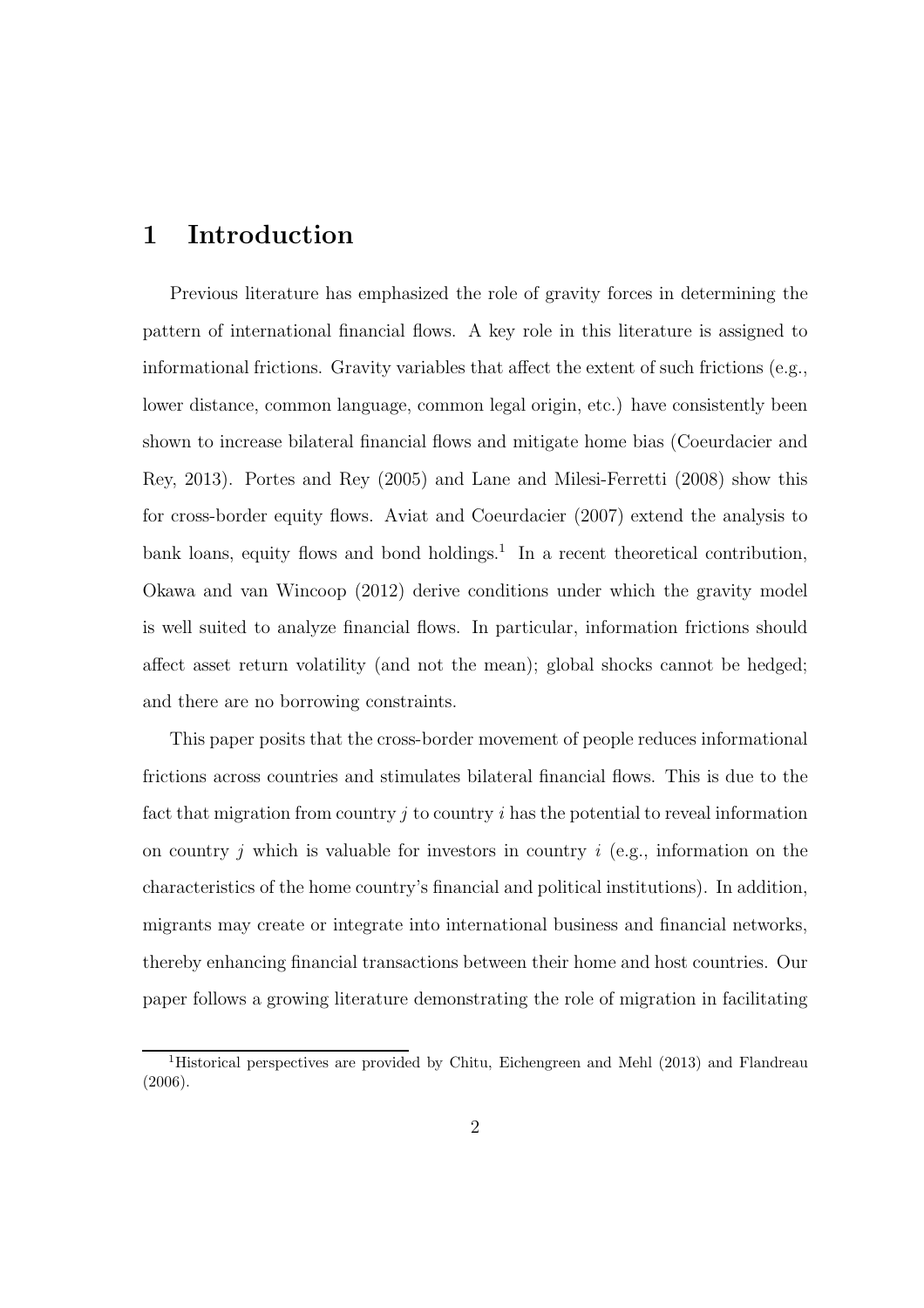# 1 Introduction

Previous literature has emphasized the role of gravity forces in determining the pattern of international financial flows. A key role in this literature is assigned to informational frictions. Gravity variables that affect the extent of such frictions (e.g., lower distance, common language, common legal origin, etc.) have consistently been shown to increase bilateral financial flows and mitigate home bias (Coeurdacier and Rey, 2013). Portes and Rey (2005) and Lane and Milesi-Ferretti (2008) show this for cross-border equity flows. Aviat and Coeurdacier (2007) extend the analysis to bank loans, equity flows and bond holdings.[1] In a recent theoretical contribution, Okawa and van Wincoop (2012) derive conditions under which the gravity model is well suited to analyze financial flows. In particular, information frictions should affect asset return volatility (and not the mean); global shocks cannot be hedged; and there are no borrowing constraints.

This paper posits that the cross-border movement of people reduces informational frictions across countries and stimulates bilateral financial flows. This is due to the fact that migration from country $j$ to country $i$ has the potential to reveal information on country $j$ which is valuable for investors in country $i$ (e.g., information on the characteristics of the home country's financial and political institutions). In addition, migrants may create or integrate into international business and financial networks, thereby enhancing financial transactions between their home and host countries. Our paper follows a growing literature demonstrating the role of migration in facilitating

[1] Historical perspectives are provided by Chitu, Eichengreen and Mehl (2013) and Flandreau (2006).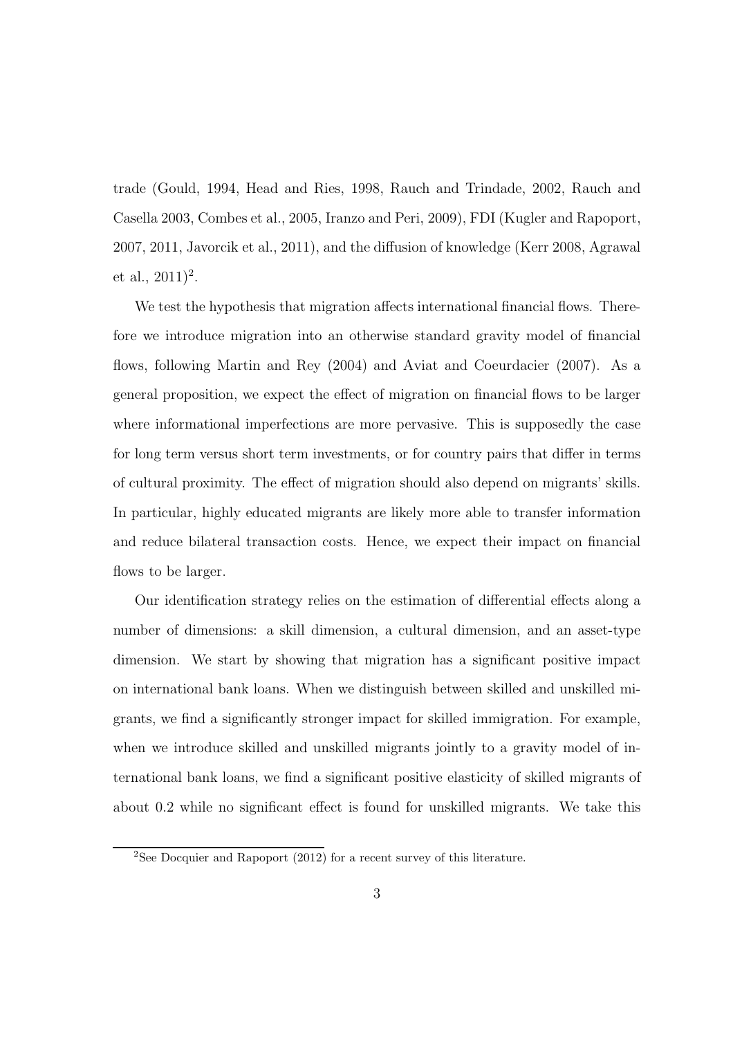trade (Gould, 1994, Head and Ries, 1998, Rauch and Trindade, 2002, Rauch and Casella 2003, Combes et al., 2005, Iranzo and Peri, 2009), FDI (Kugler and Rapoport, 2007, 2011, Javorcik et al., 2011), and the diffusion of knowledge (Kerr 2008, Agrawal et al., 2011)[2].

We test the hypothesis that migration affects international financial flows. Therefore we introduce migration into an otherwise standard gravity model of financial flows, following Martin and Rey (2004) and Aviat and Coeurdacier (2007). As a general proposition, we expect the effect of migration on financial flows to be larger where informational imperfections are more pervasive. This is supposedly the case for long term versus short term investments, or for country pairs that differ in terms of cultural proximity. The effect of migration should also depend on migrants' skills. In particular, highly educated migrants are likely more able to transfer information and reduce bilateral transaction costs. Hence, we expect their impact on financial flows to be larger.

Our identification strategy relies on the estimation of differential effects along a number of dimensions: a skill dimension, a cultural dimension, and an asset-type dimension. We start by showing that migration has a significant positive impact on international bank loans. When we distinguish between skilled and unskilled migrants, we find a significantly stronger impact for skilled immigration. For example, when we introduce skilled and unskilled migrants jointly to a gravity model of international bank loans, we find a significant positive elasticity of skilled migrants of about 0.2 while no significant effect is found for unskilled migrants. We take this

[2]See Docquier and Rapoport (2012) for a recent survey of this literature.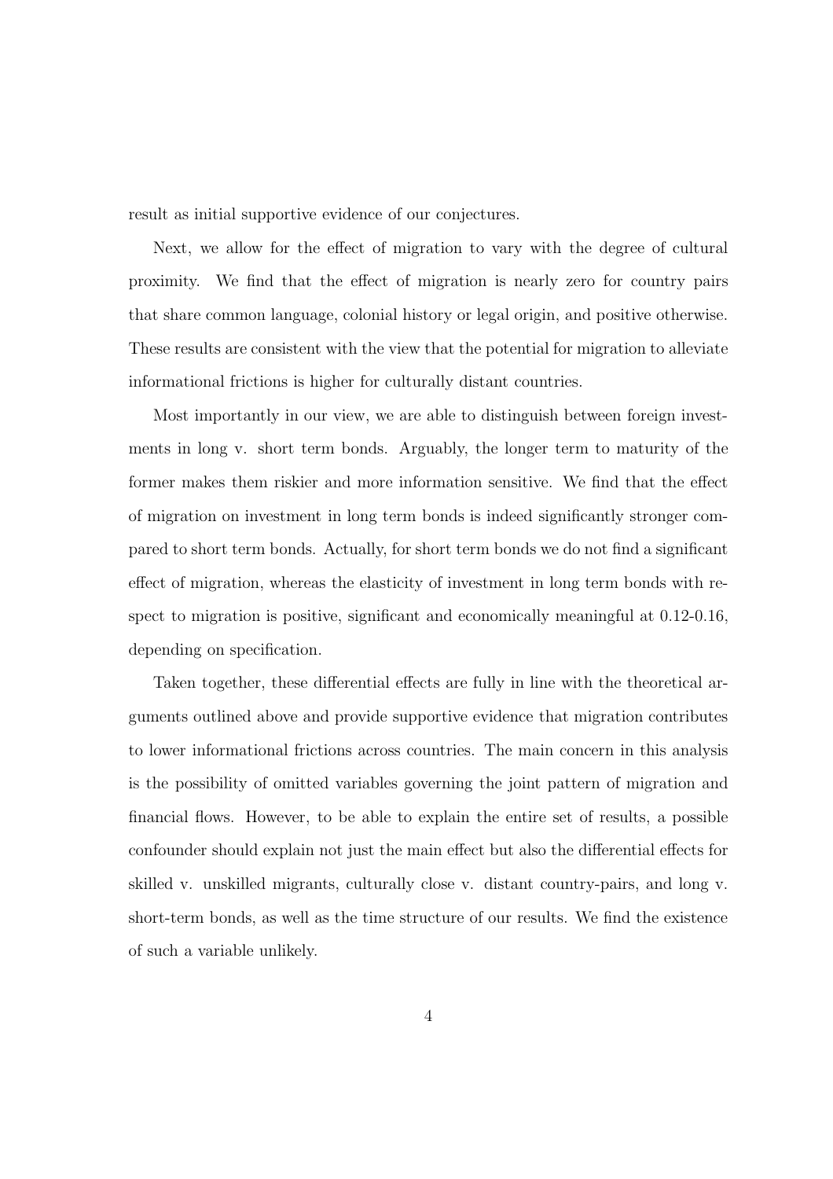result as initial supportive evidence of our conjectures.

Next, we allow for the effect of migration to vary with the degree of cultural proximity. We find that the effect of migration is nearly zero for country pairs that share common language, colonial history or legal origin, and positive otherwise. These results are consistent with the view that the potential for migration to alleviate informational frictions is higher for culturally distant countries.

Most importantly in our view, we are able to distinguish between foreign investments in long v. short term bonds. Arguably, the longer term to maturity of the former makes them riskier and more information sensitive. We find that the effect of migration on investment in long term bonds is indeed significantly stronger compared to short term bonds. Actually, for short term bonds we do not find a significant effect of migration, whereas the elasticity of investment in long term bonds with respect to migration is positive, significant and economically meaningful at 0.12-0.16, depending on specification.

Taken together, these differential effects are fully in line with the theoretical arguments outlined above and provide supportive evidence that migration contributes to lower informational frictions across countries. The main concern in this analysis is the possibility of omitted variables governing the joint pattern of migration and financial flows. However, to be able to explain the entire set of results, a possible confounder should explain not just the main effect but also the differential effects for skilled v. unskilled migrants, culturally close v. distant country-pairs, and long v. short-term bonds, as well as the time structure of our results. We find the existence of such a variable unlikely.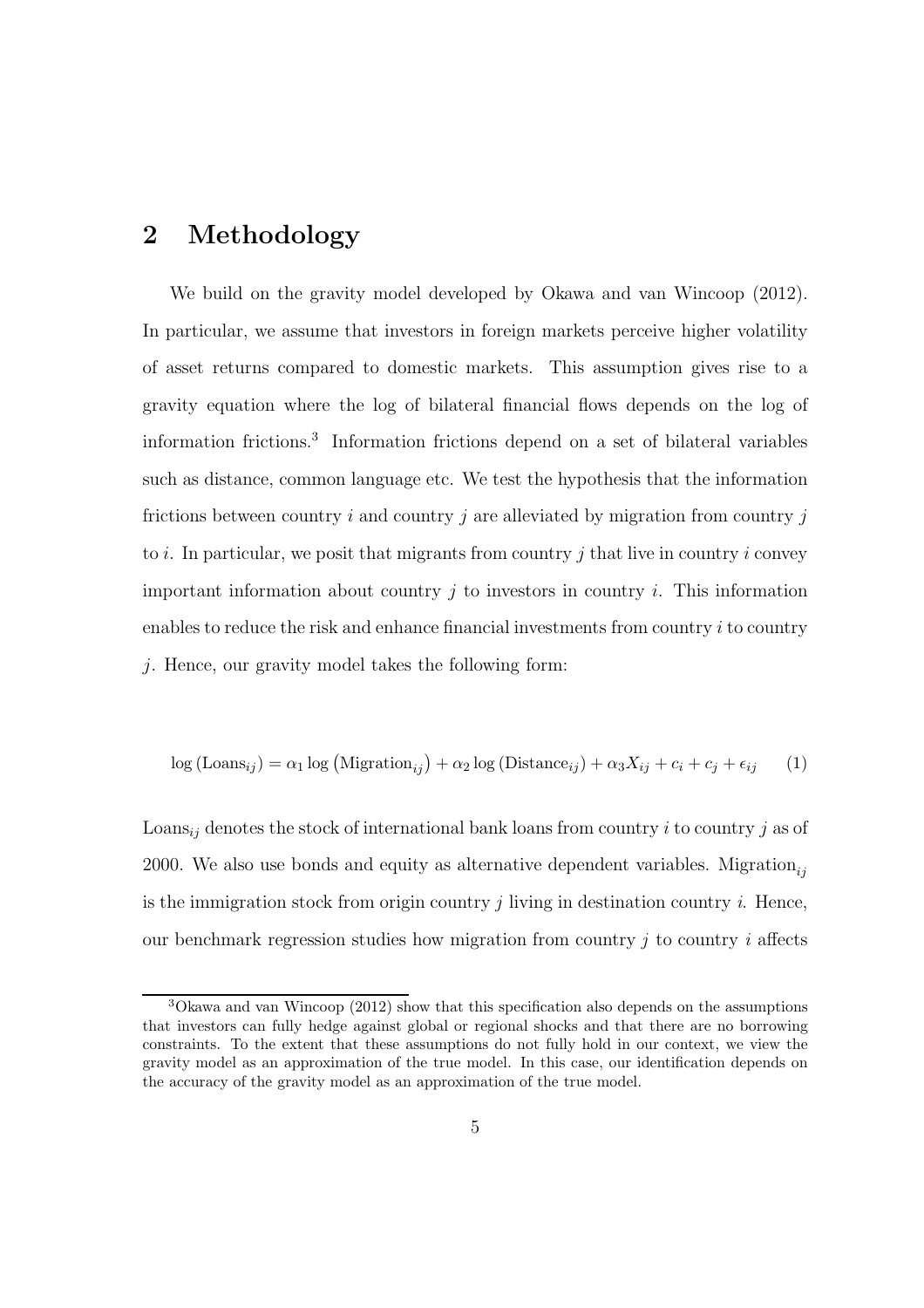## 2 Methodology

We build on the gravity model developed by Okawa and van Wincoop (2012). In particular, we assume that investors in foreign markets perceive higher volatility of asset returns compared to domestic markets. This assumption gives rise to a gravity equation where the log of bilateral financial flows depends on the log of information frictions.[3] Information frictions depend on a set of bilateral variables such as distance, common language etc. We test the hypothesis that the information frictions between country $i$ and country $j$ are alleviated by migration from country $j$ to $i$. In particular, we posit that migrants from country $j$ that live in country $i$ convey important information about country $j$ to investors in country $i$. This information enables to reduce the risk and enhance financial investments from country $i$ to country $j$. Hence, our gravity model takes the following form:

$$\log\left(\text{Loans}_{ij}\right) = \alpha_1 \log\left(\text{Migration}_{ij}\right) + \alpha_2 \log\left(\text{Distance}_{ij}\right) + \alpha_3 X_{ij} + c_i + c_j + \epsilon_{ij} \qquad (1)$$

$\text{Loans}_{ij}$ denotes the stock of international bank loans from country $i$ to country $j$ as of 2000. We also use bonds and equity as alternative dependent variables. $\text{Migration}_{ij}$ is the immigration stock from origin country $j$ living in destination country $i$. Hence, our benchmark regression studies how migration from country $j$ to country $i$ affects

[3] Okawa and van Wincoop (2012) show that this specification also depends on the assumptions that investors can fully hedge against global or regional shocks and that there are no borrowing constraints. To the extent that these assumptions do not fully hold in our context, we view the gravity model as an approximation of the true model. In this case, our identification depends on the accuracy of the gravity model as an approximation of the true model.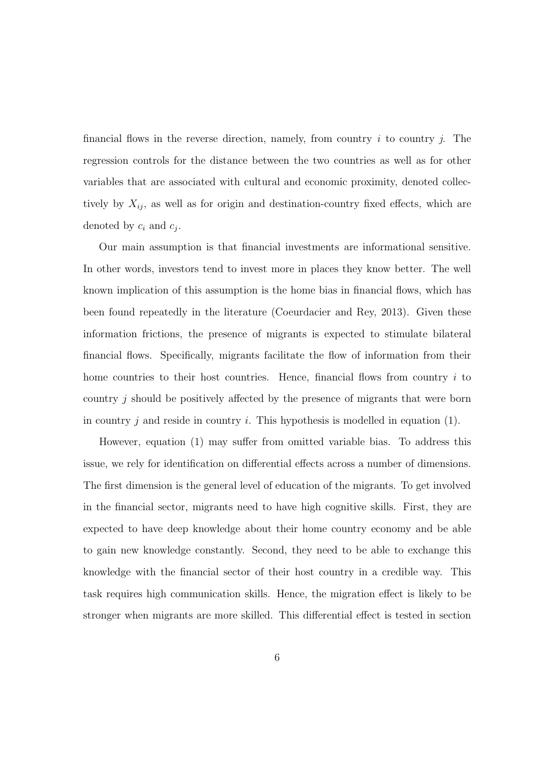financial flows in the reverse direction, namely, from country $i$ to country $j$. The regression controls for the distance between the two countries as well as for other variables that are associated with cultural and economic proximity, denoted collectively by $X_{ij}$, as well as for origin and destination-country fixed effects, which are denoted by $c_i$ and $c_j$.

Our main assumption is that financial investments are informational sensitive. In other words, investors tend to invest more in places they know better. The well known implication of this assumption is the home bias in financial flows, which has been found repeatedly in the literature (Coeurdacier and Rey, 2013). Given these information frictions, the presence of migrants is expected to stimulate bilateral financial flows. Specifically, migrants facilitate the flow of information from their home countries to their host countries. Hence, financial flows from country $i$ to country $j$ should be positively affected by the presence of migrants that were born in country $j$ and reside in country $i$. This hypothesis is modelled in equation (1).

However, equation (1) may suffer from omitted variable bias. To address this issue, we rely for identification on differential effects across a number of dimensions. The first dimension is the general level of education of the migrants. To get involved in the financial sector, migrants need to have high cognitive skills. First, they are expected to have deep knowledge about their home country economy and be able to gain new knowledge constantly. Second, they need to be able to exchange this knowledge with the financial sector of their host country in a credible way. This task requires high communication skills. Hence, the migration effect is likely to be stronger when migrants are more skilled. This differential effect is tested in section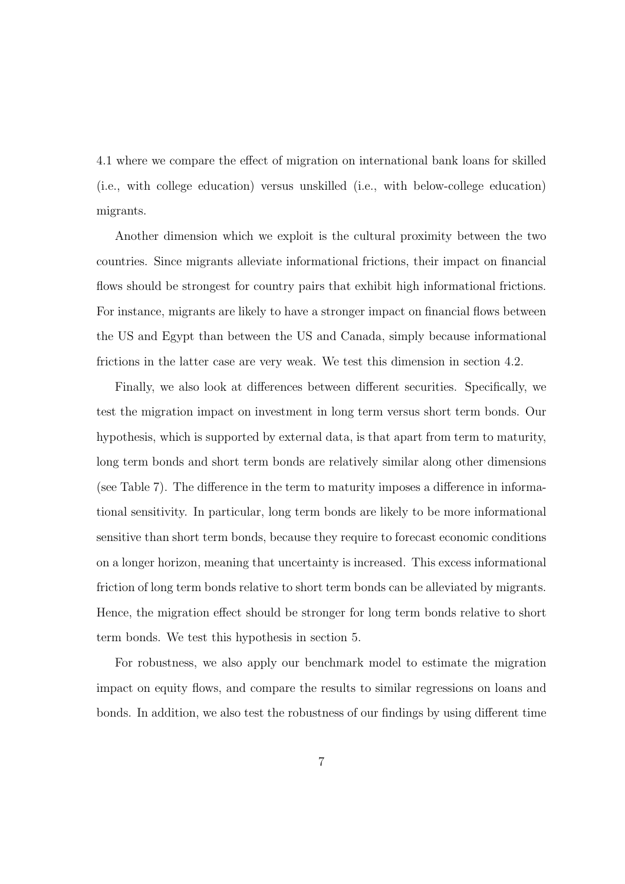4.1 where we compare the effect of migration on international bank loans for skilled (i.e., with college education) versus unskilled (i.e., with below-college education) migrants.

Another dimension which we exploit is the cultural proximity between the two countries. Since migrants alleviate informational frictions, their impact on financial flows should be strongest for country pairs that exhibit high informational frictions. For instance, migrants are likely to have a stronger impact on financial flows between the US and Egypt than between the US and Canada, simply because informational frictions in the latter case are very weak. We test this dimension in section 4.2.

Finally, we also look at differences between different securities. Specifically, we test the migration impact on investment in long term versus short term bonds. Our hypothesis, which is supported by external data, is that apart from term to maturity, long term bonds and short term bonds are relatively similar along other dimensions (see Table 7). The difference in the term to maturity imposes a difference in informational sensitivity. In particular, long term bonds are likely to be more informational sensitive than short term bonds, because they require to forecast economic conditions on a longer horizon, meaning that uncertainty is increased. This excess informational friction of long term bonds relative to short term bonds can be alleviated by migrants. Hence, the migration effect should be stronger for long term bonds relative to short term bonds. We test this hypothesis in section 5.

For robustness, we also apply our benchmark model to estimate the migration impact on equity flows, and compare the results to similar regressions on loans and bonds. In addition, we also test the robustness of our findings by using different time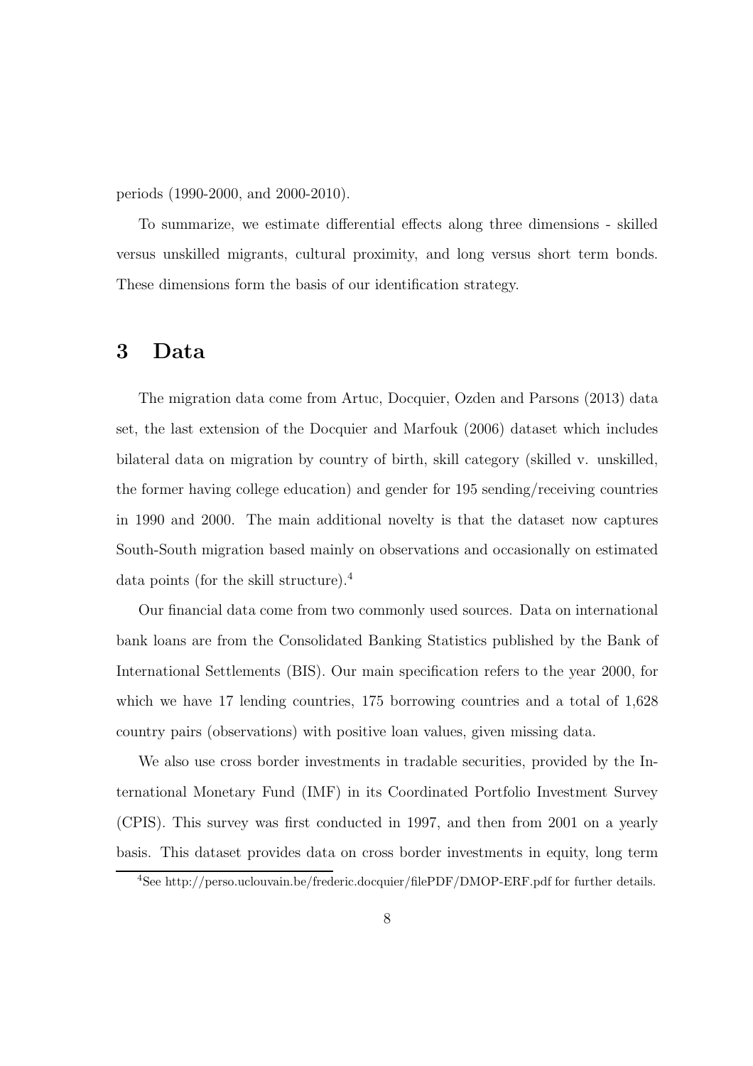periods (1990-2000, and 2000-2010).

To summarize, we estimate differential effects along three dimensions - skilled versus unskilled migrants, cultural proximity, and long versus short term bonds. These dimensions form the basis of our identification strategy.

# 3 Data

The migration data come from Artuc, Docquier, Ozden and Parsons (2013) data set, the last extension of the Docquier and Marfouk (2006) dataset which includes bilateral data on migration by country of birth, skill category (skilled v. unskilled, the former having college education) and gender for 195 sending/receiving countries in 1990 and 2000. The main additional novelty is that the dataset now captures South-South migration based mainly on observations and occasionally on estimated data points (for the skill structure).[4]

Our financial data come from two commonly used sources. Data on international bank loans are from the Consolidated Banking Statistics published by the Bank of International Settlements (BIS). Our main specification refers to the year 2000, for which we have 17 lending countries, 175 borrowing countries and a total of 1,628 country pairs (observations) with positive loan values, given missing data.

We also use cross border investments in tradable securities, provided by the International Monetary Fund (IMF) in its Coordinated Portfolio Investment Survey (CPIS). This survey was first conducted in 1997, and then from 2001 on a yearly basis. This dataset provides data on cross border investments in equity, long term

[4] See http://perso.uclouvain.be/frederic.docquier/filePDF/DMOP-ERF.pdf for further details.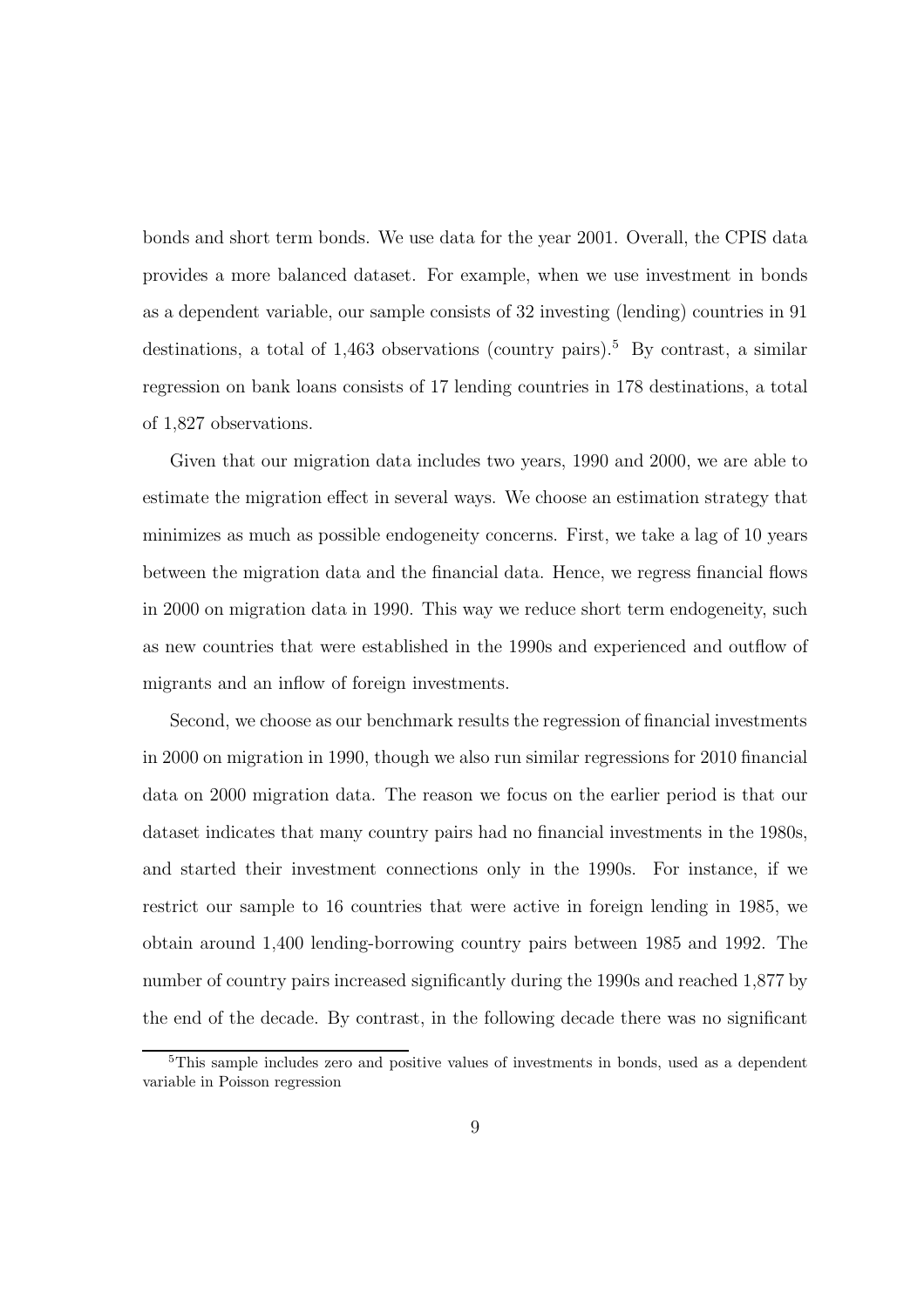bonds and short term bonds. We use data for the year 2001. Overall, the CPIS data provides a more balanced dataset. For example, when we use investment in bonds as a dependent variable, our sample consists of 32 investing (lending) countries in 91 destinations, a total of 1,463 observations (country pairs).[5] By contrast, a similar regression on bank loans consists of 17 lending countries in 178 destinations, a total of 1,827 observations.

Given that our migration data includes two years, 1990 and 2000, we are able to estimate the migration effect in several ways. We choose an estimation strategy that minimizes as much as possible endogeneity concerns. First, we take a lag of 10 years between the migration data and the financial data. Hence, we regress financial flows in 2000 on migration data in 1990. This way we reduce short term endogeneity, such as new countries that were established in the 1990s and experienced and outflow of migrants and an inflow of foreign investments.

Second, we choose as our benchmark results the regression of financial investments in 2000 on migration in 1990, though we also run similar regressions for 2010 financial data on 2000 migration data. The reason we focus on the earlier period is that our dataset indicates that many country pairs had no financial investments in the 1980s, and started their investment connections only in the 1990s. For instance, if we restrict our sample to 16 countries that were active in foreign lending in 1985, we obtain around 1,400 lending-borrowing country pairs between 1985 and 1992. The number of country pairs increased significantly during the 1990s and reached 1,877 by the end of the decade. By contrast, in the following decade there was no significant

[5]This sample includes zero and positive values of investments in bonds, used as a dependent variable in Poisson regression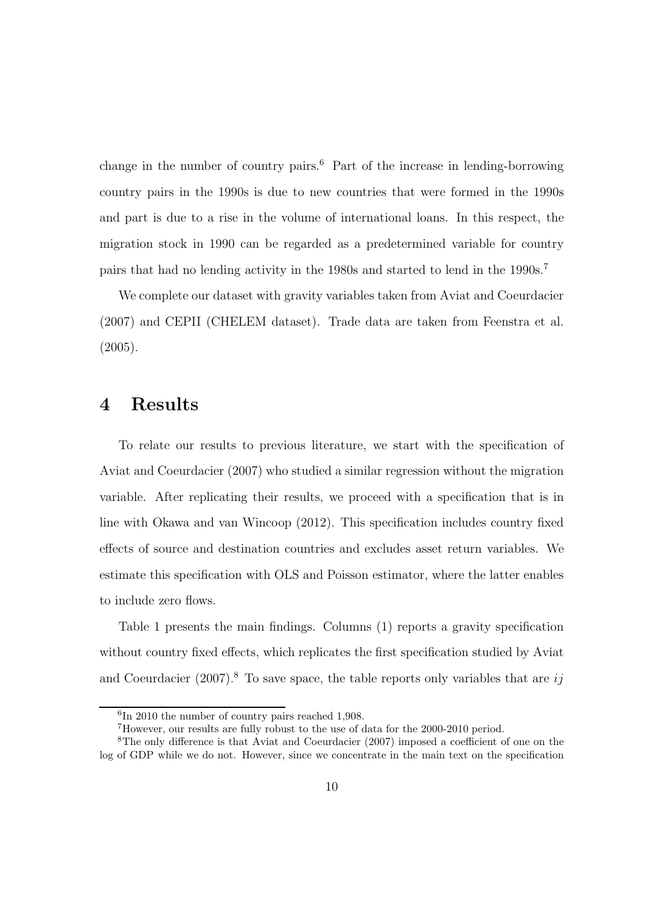change in the number of country pairs.[6] Part of the increase in lending-borrowing country pairs in the 1990s is due to new countries that were formed in the 1990s and part is due to a rise in the volume of international loans. In this respect, the migration stock in 1990 can be regarded as a predetermined variable for country pairs that had no lending activity in the 1980s and started to lend in the 1990s.[7]

We complete our dataset with gravity variables taken from Aviat and Coeurdacier (2007) and CEPII (CHELEM dataset). Trade data are taken from Feenstra et al. (2005).

# 4 Results

To relate our results to previous literature, we start with the specification of Aviat and Coeurdacier (2007) who studied a similar regression without the migration variable. After replicating their results, we proceed with a specification that is in line with Okawa and van Wincoop (2012). This specification includes country fixed effects of source and destination countries and excludes asset return variables. We estimate this specification with OLS and Poisson estimator, where the latter enables to include zero flows.

Table 1 presents the main findings. Columns (1) reports a gravity specification without country fixed effects, which replicates the first specification studied by Aviat and Coeurdacier (2007).[8] To save space, the table reports only variables that are $ij$

[6] In 2010 the number of country pairs reached 1,908.

[7] However, our results are fully robust to the use of data for the 2000-2010 period.

[8] The only difference is that Aviat and Coeurdacier (2007) imposed a coefficient of one on the log of GDP while we do not. However, since we concentrate in the main text on the specification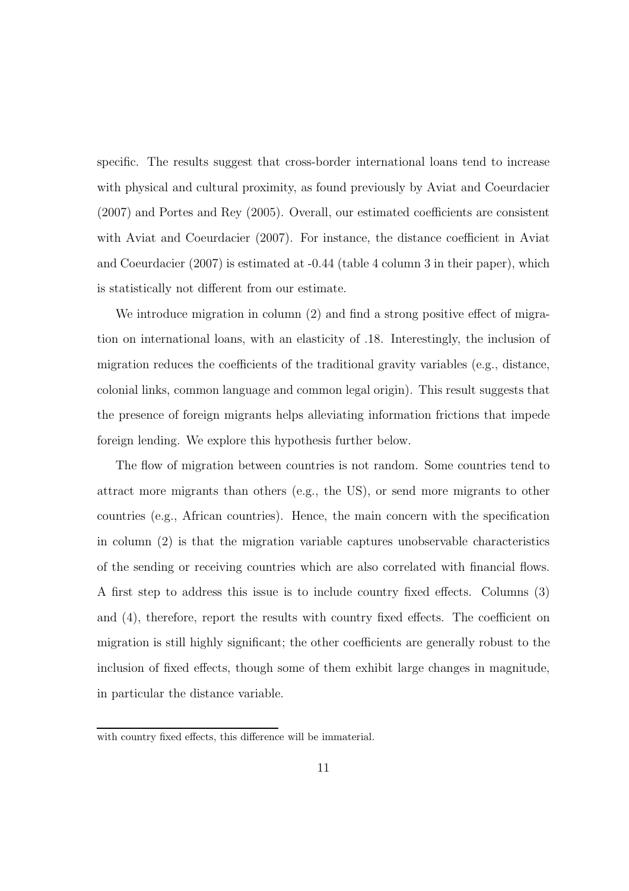specific. The results suggest that cross-border international loans tend to increase with physical and cultural proximity, as found previously by Aviat and Coeurdacier (2007) and Portes and Rey (2005). Overall, our estimated coefficients are consistent with Aviat and Coeurdacier (2007). For instance, the distance coefficient in Aviat and Coeurdacier (2007) is estimated at -0.44 (table 4 column 3 in their paper), which is statistically not different from our estimate.

We introduce migration in column (2) and find a strong positive effect of migration on international loans, with an elasticity of .18. Interestingly, the inclusion of migration reduces the coefficients of the traditional gravity variables (e.g., distance, colonial links, common language and common legal origin). This result suggests that the presence of foreign migrants helps alleviating information frictions that impede foreign lending. We explore this hypothesis further below.

The flow of migration between countries is not random. Some countries tend to attract more migrants than others (e.g., the US), or send more migrants to other countries (e.g., African countries). Hence, the main concern with the specification in column (2) is that the migration variable captures unobservable characteristics of the sending or receiving countries which are also correlated with financial flows. A first step to address this issue is to include country fixed effects. Columns (3) and (4), therefore, report the results with country fixed effects. The coefficient on migration is still highly significant; the other coefficients are generally robust to the inclusion of fixed effects, though some of them exhibit large changes in magnitude, in particular the distance variable.

with country fixed effects, this difference will be immaterial.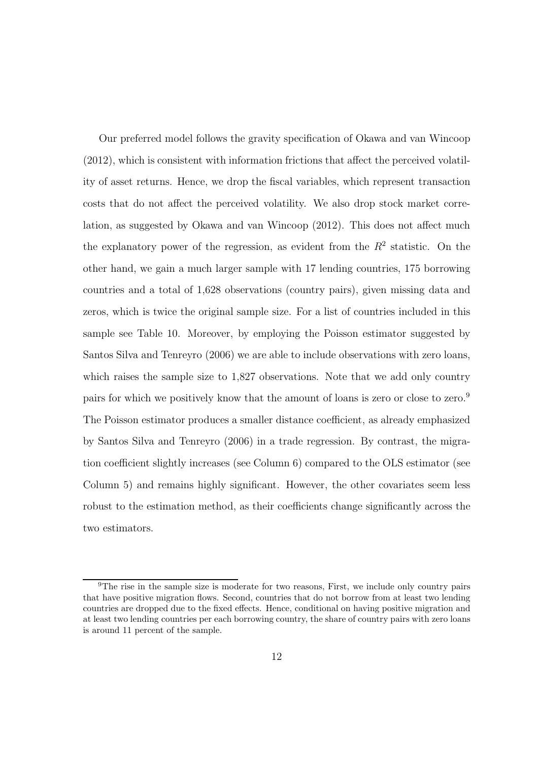Our preferred model follows the gravity specification of Okawa and van Wincoop (2012), which is consistent with information frictions that affect the perceived volatility of asset returns. Hence, we drop the fiscal variables, which represent transaction costs that do not affect the perceived volatility. We also drop stock market correlation, as suggested by Okawa and van Wincoop (2012). This does not affect much the explanatory power of the regression, as evident from the $R^2$ statistic. On the other hand, we gain a much larger sample with 17 lending countries, 175 borrowing countries and a total of 1,628 observations (country pairs), given missing data and zeros, which is twice the original sample size. For a list of countries included in this sample see Table 10. Moreover, by employing the Poisson estimator suggested by Santos Silva and Tenreyro (2006) we are able to include observations with zero loans, which raises the sample size to 1,827 observations. Note that we add only country pairs for which we positively know that the amount of loans is zero or close to zero.[9] The Poisson estimator produces a smaller distance coefficient, as already emphasized by Santos Silva and Tenreyro (2006) in a trade regression. By contrast, the migration coefficient slightly increases (see Column 6) compared to the OLS estimator (see Column 5) and remains highly significant. However, the other covariates seem less robust to the estimation method, as their coefficients change significantly across the two estimators.

---

[9] The rise in the sample size is moderate for two reasons, First, we include only country pairs that have positive migration flows. Second, countries that do not borrow from at least two lending countries are dropped due to the fixed effects. Hence, conditional on having positive migration and at least two lending countries per each borrowing country, the share of country pairs with zero loans is around 11 percent of the sample.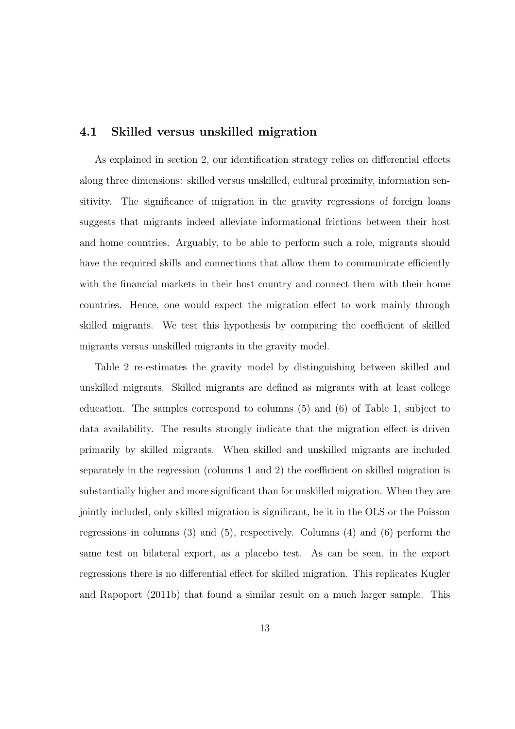### 4.1 Skilled versus unskilled migration

As explained in section 2, our identification strategy relies on differential effects along three dimensions: skilled versus unskilled, cultural proximity, information sensitivity. The significance of migration in the gravity regressions of foreign loans suggests that migrants indeed alleviate informational frictions between their host and home countries. Arguably, to be able to perform such a role, migrants should have the required skills and connections that allow them to communicate efficiently with the financial markets in their host country and connect them with their home countries. Hence, one would expect the migration effect to work mainly through skilled migrants. We test this hypothesis by comparing the coefficient of skilled migrants versus unskilled migrants in the gravity model.

Table 2 re-estimates the gravity model by distinguishing between skilled and unskilled migrants. Skilled migrants are defined as migrants with at least college education. The samples correspond to columns (5) and (6) of Table 1, subject to data availability. The results strongly indicate that the migration effect is driven primarily by skilled migrants. When skilled and unskilled migrants are included separately in the regression (columns 1 and 2) the coefficient on skilled migration is substantially higher and more significant than for unskilled migration. When they are jointly included, only skilled migration is significant, be it in the OLS or the Poisson regressions in columns (3) and (5), respectively. Columns (4) and (6) perform the same test on bilateral export, as a placebo test. As can be seen, in the export regressions there is no differential effect for skilled migration. This replicates Kugler and Rapoport (2011b) that found a similar result on a much larger sample. This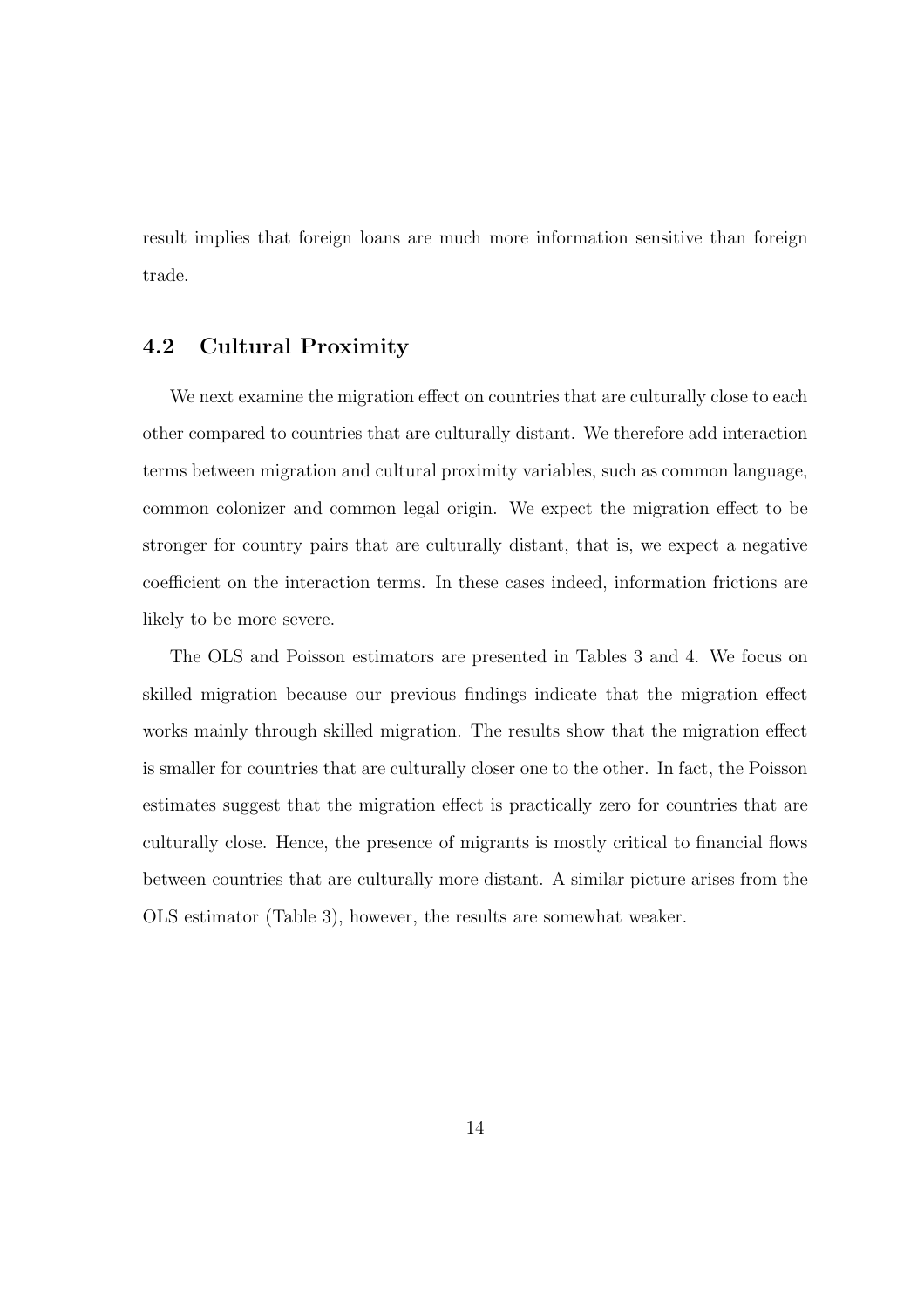result implies that foreign loans are much more information sensitive than foreign trade.

### 4.2 Cultural Proximity

We next examine the migration effect on countries that are culturally close to each other compared to countries that are culturally distant. We therefore add interaction terms between migration and cultural proximity variables, such as common language, common colonizer and common legal origin. We expect the migration effect to be stronger for country pairs that are culturally distant, that is, we expect a negative coefficient on the interaction terms. In these cases indeed, information frictions are likely to be more severe.

The OLS and Poisson estimators are presented in Tables 3 and 4. We focus on skilled migration because our previous findings indicate that the migration effect works mainly through skilled migration. The results show that the migration effect is smaller for countries that are culturally closer one to the other. In fact, the Poisson estimates suggest that the migration effect is practically zero for countries that are culturally close. Hence, the presence of migrants is mostly critical to financial flows between countries that are culturally more distant. A similar picture arises from the OLS estimator (Table 3), however, the results are somewhat weaker.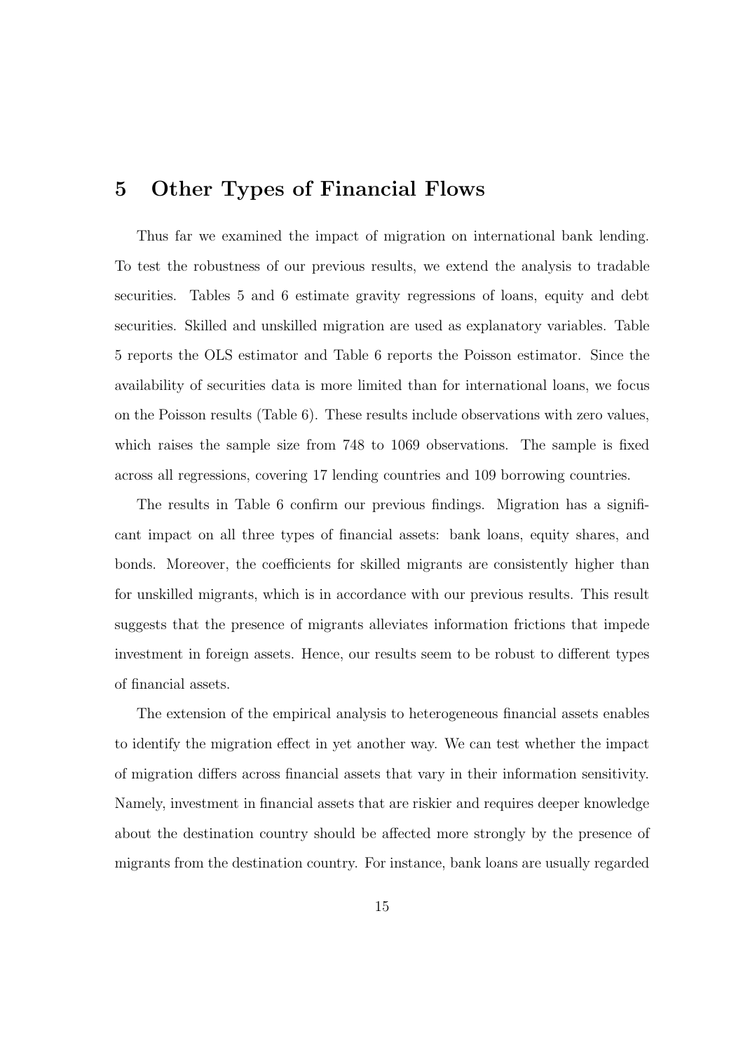## 5 Other Types of Financial Flows

Thus far we examined the impact of migration on international bank lending. To test the robustness of our previous results, we extend the analysis to tradable securities. Tables 5 and 6 estimate gravity regressions of loans, equity and debt securities. Skilled and unskilled migration are used as explanatory variables. Table 5 reports the OLS estimator and Table 6 reports the Poisson estimator. Since the availability of securities data is more limited than for international loans, we focus on the Poisson results (Table 6). These results include observations with zero values, which raises the sample size from 748 to 1069 observations. The sample is fixed across all regressions, covering 17 lending countries and 109 borrowing countries.

The results in Table 6 confirm our previous findings. Migration has a significant impact on all three types of financial assets: bank loans, equity shares, and bonds. Moreover, the coefficients for skilled migrants are consistently higher than for unskilled migrants, which is in accordance with our previous results. This result suggests that the presence of migrants alleviates information frictions that impede investment in foreign assets. Hence, our results seem to be robust to different types of financial assets.

The extension of the empirical analysis to heterogeneous financial assets enables to identify the migration effect in yet another way. We can test whether the impact of migration differs across financial assets that vary in their information sensitivity. Namely, investment in financial assets that are riskier and requires deeper knowledge about the destination country should be affected more strongly by the presence of migrants from the destination country. For instance, bank loans are usually regarded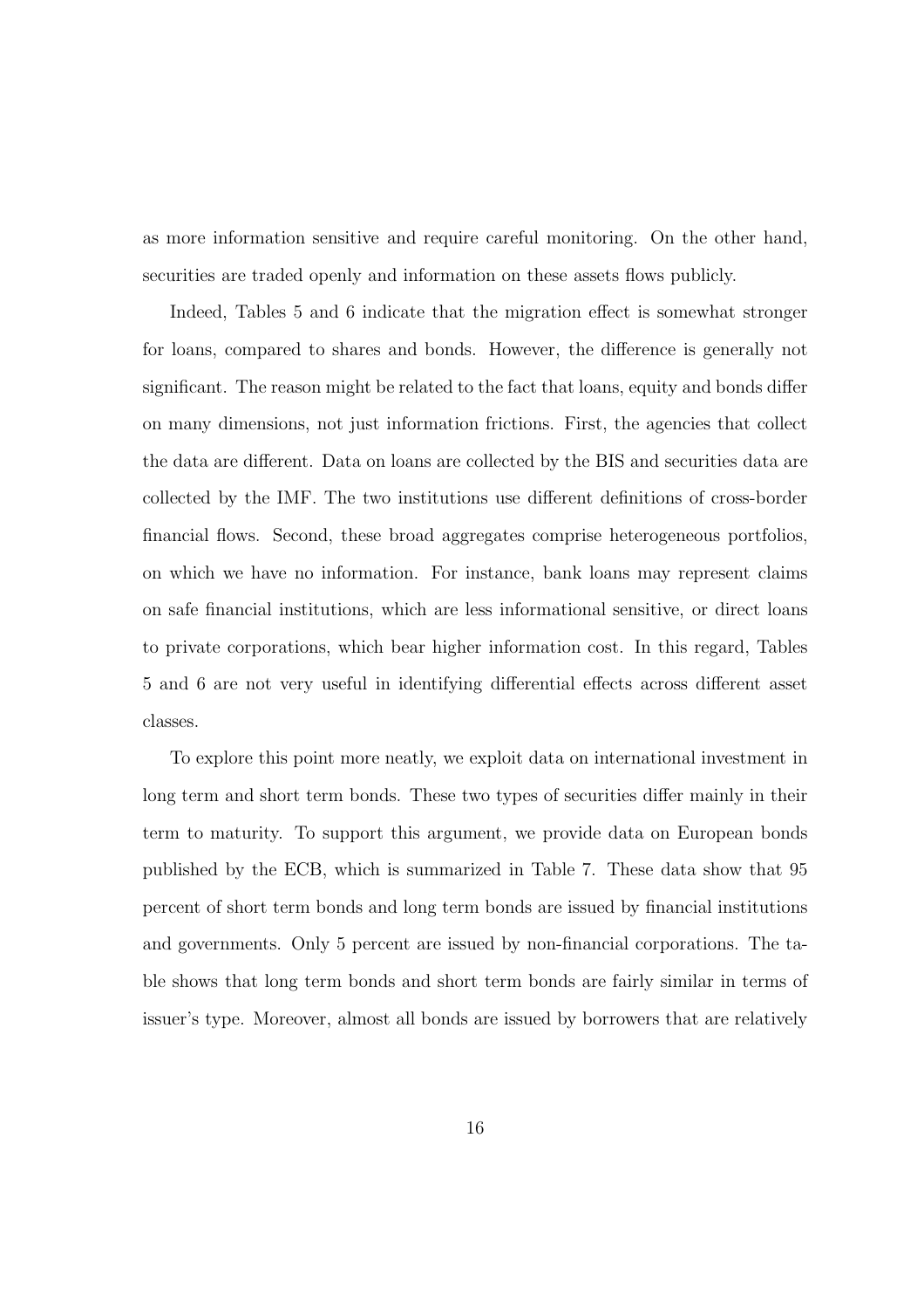as more information sensitive and require careful monitoring. On the other hand, securities are traded openly and information on these assets flows publicly.

Indeed, Tables 5 and 6 indicate that the migration effect is somewhat stronger for loans, compared to shares and bonds. However, the difference is generally not significant. The reason might be related to the fact that loans, equity and bonds differ on many dimensions, not just information frictions. First, the agencies that collect the data are different. Data on loans are collected by the BIS and securities data are collected by the IMF. The two institutions use different definitions of cross-border financial flows. Second, these broad aggregates comprise heterogeneous portfolios, on which we have no information. For instance, bank loans may represent claims on safe financial institutions, which are less informational sensitive, or direct loans to private corporations, which bear higher information cost. In this regard, Tables 5 and 6 are not very useful in identifying differential effects across different asset classes.

To explore this point more neatly, we exploit data on international investment in long term and short term bonds. These two types of securities differ mainly in their term to maturity. To support this argument, we provide data on European bonds published by the ECB, which is summarized in Table 7. These data show that 95 percent of short term bonds and long term bonds are issued by financial institutions and governments. Only 5 percent are issued by non-financial corporations. The table shows that long term bonds and short term bonds are fairly similar in terms of issuer's type. Moreover, almost all bonds are issued by borrowers that are relatively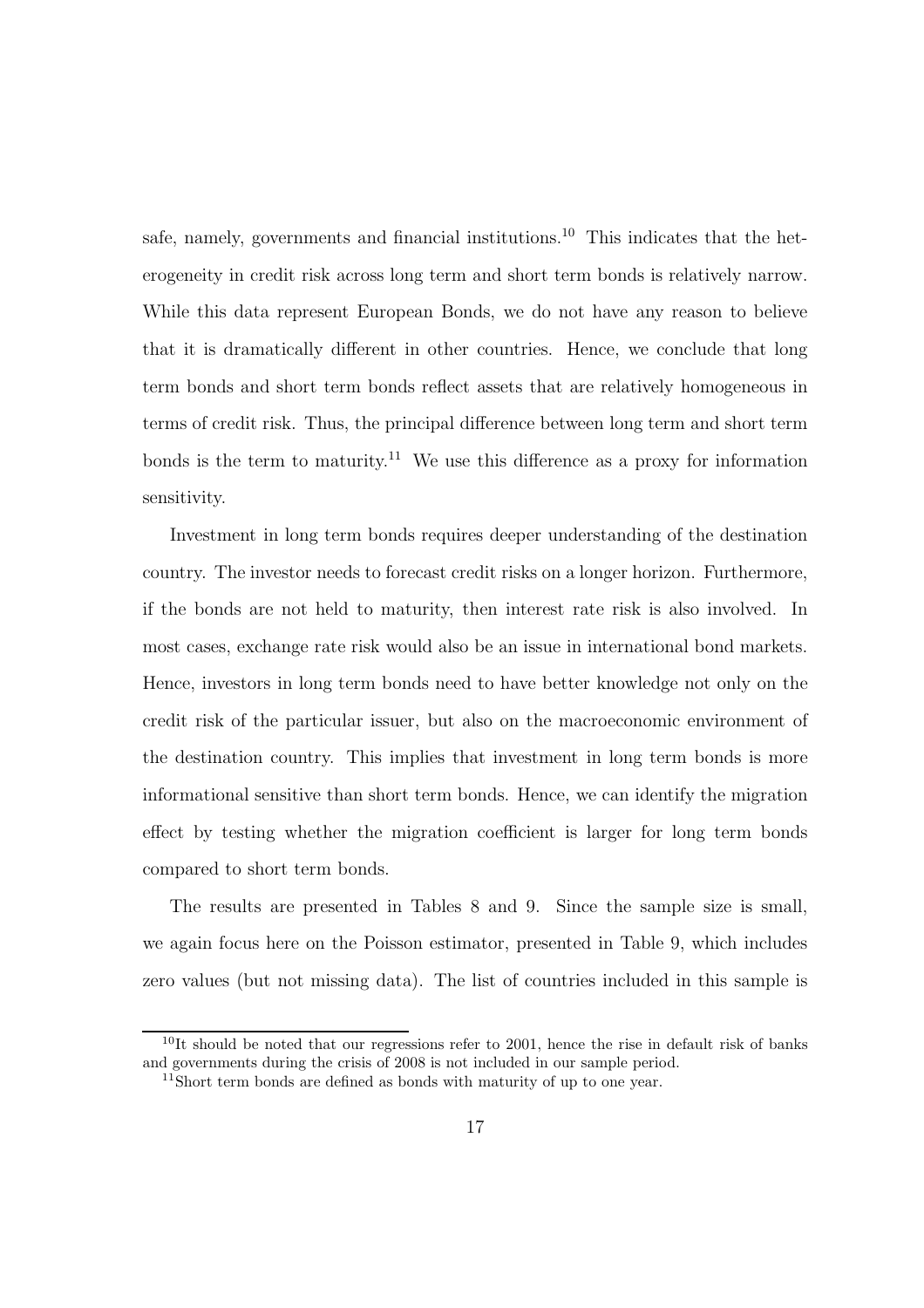safe, namely, governments and financial institutions.[10] This indicates that the heterogeneity in credit risk across long term and short term bonds is relatively narrow. While this data represent European Bonds, we do not have any reason to believe that it is dramatically different in other countries. Hence, we conclude that long term bonds and short term bonds reflect assets that are relatively homogeneous in terms of credit risk. Thus, the principal difference between long term and short term bonds is the term to maturity.[11] We use this difference as a proxy for information sensitivity.

Investment in long term bonds requires deeper understanding of the destination country. The investor needs to forecast credit risks on a longer horizon. Furthermore, if the bonds are not held to maturity, then interest rate risk is also involved. In most cases, exchange rate risk would also be an issue in international bond markets. Hence, investors in long term bonds need to have better knowledge not only on the credit risk of the particular issuer, but also on the macroeconomic environment of the destination country. This implies that investment in long term bonds is more informational sensitive than short term bonds. Hence, we can identify the migration effect by testing whether the migration coefficient is larger for long term bonds compared to short term bonds.

The results are presented in Tables 8 and 9. Since the sample size is small, we again focus here on the Poisson estimator, presented in Table 9, which includes zero values (but not missing data). The list of countries included in this sample is

[10] It should be noted that our regressions refer to 2001, hence the rise in default risk of banks and governments during the crisis of 2008 is not included in our sample period.

[11] Short term bonds are defined as bonds with maturity of up to one year.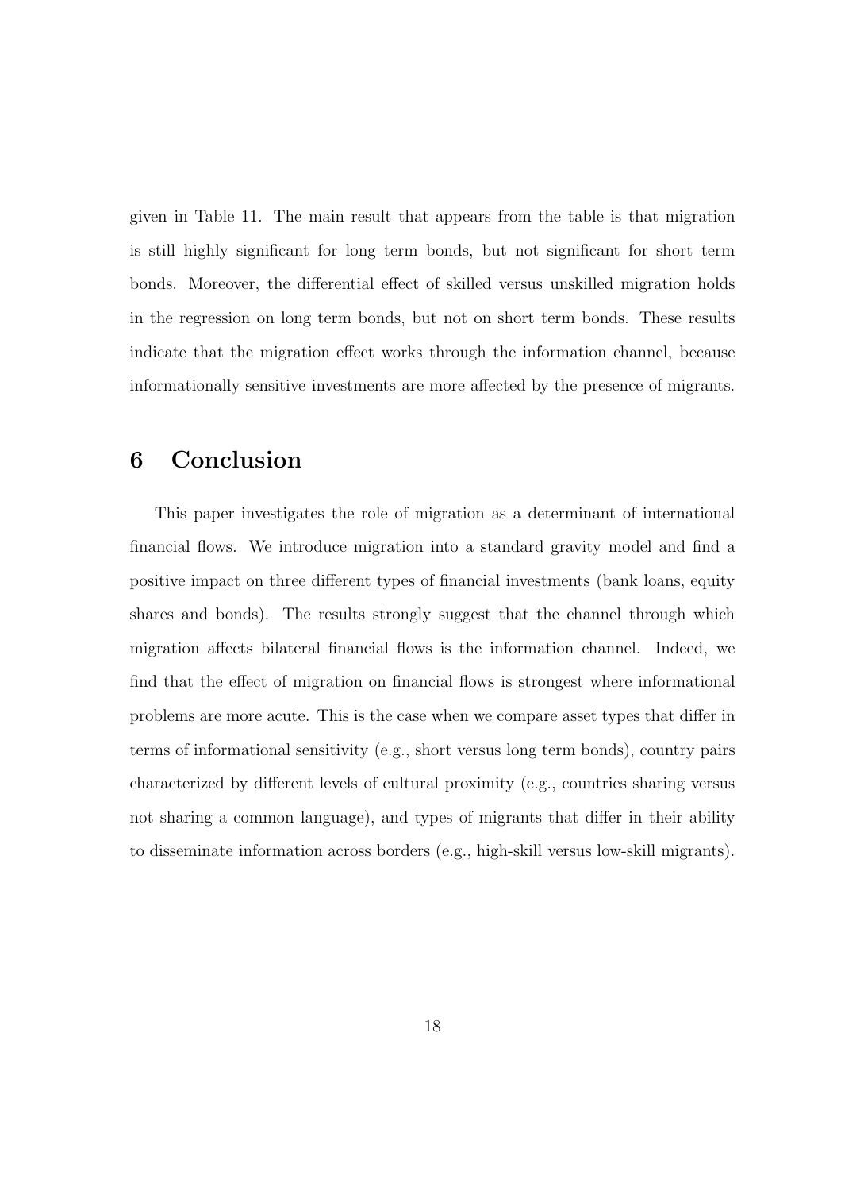given in Table 11. The main result that appears from the table is that migration is still highly significant for long term bonds, but not significant for short term bonds. Moreover, the differential effect of skilled versus unskilled migration holds in the regression on long term bonds, but not on short term bonds. These results indicate that the migration effect works through the information channel, because informationally sensitive investments are more affected by the presence of migrants.

## 6 Conclusion

This paper investigates the role of migration as a determinant of international financial flows. We introduce migration into a standard gravity model and find a positive impact on three different types of financial investments (bank loans, equity shares and bonds). The results strongly suggest that the channel through which migration affects bilateral financial flows is the information channel. Indeed, we find that the effect of migration on financial flows is strongest where informational problems are more acute. This is the case when we compare asset types that differ in terms of informational sensitivity (e.g., short versus long term bonds), country pairs characterized by different levels of cultural proximity (e.g., countries sharing versus not sharing a common language), and types of migrants that differ in their ability to disseminate information across borders (e.g., high-skill versus low-skill migrants).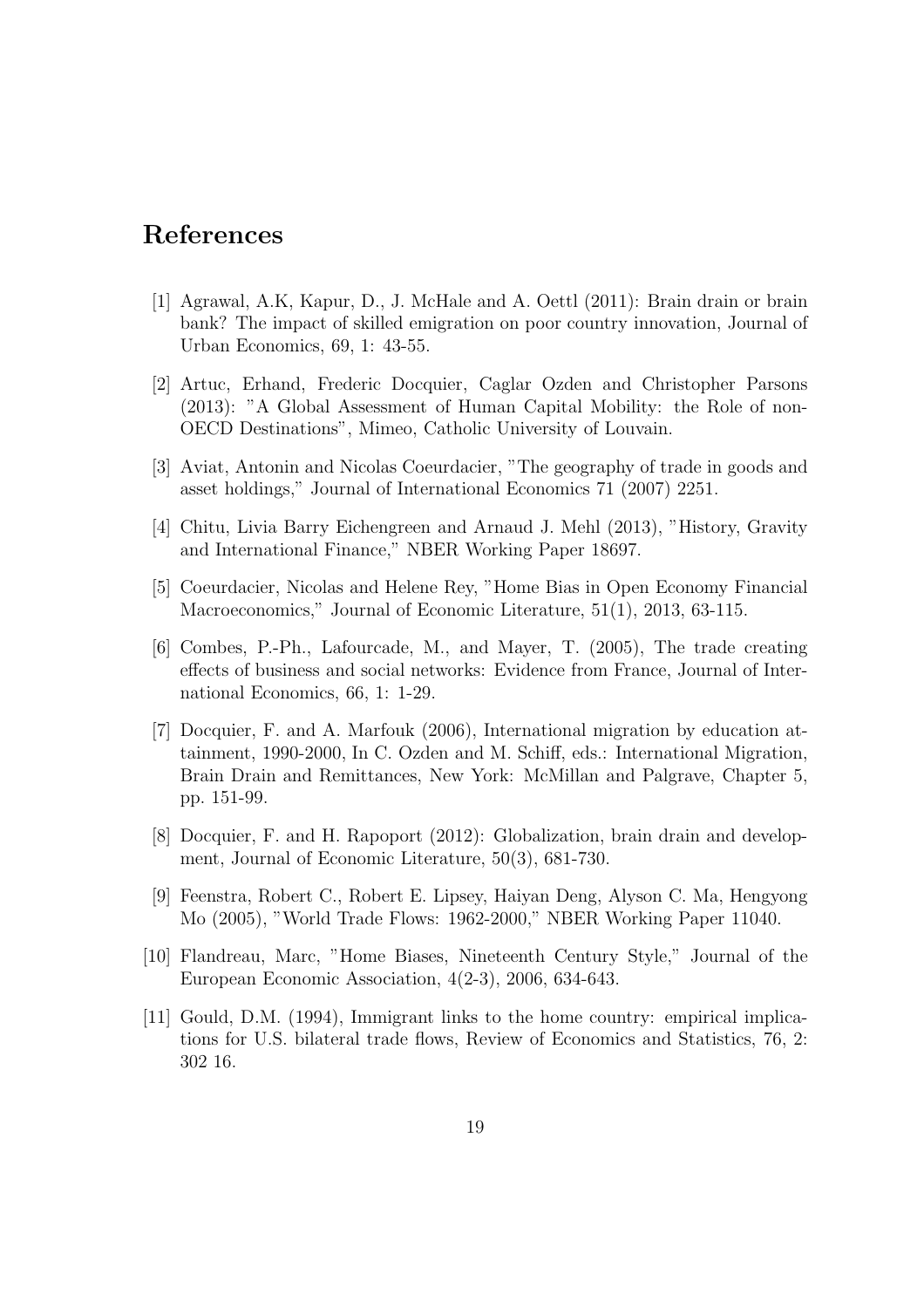# References

[1] Agrawal, A.K, Kapur, D., J. McHale and A. Oettl (2011): Brain drain or brain bank? The impact of skilled emigration on poor country innovation, Journal of Urban Economics, 69, 1: 43-55.

[2] Artuc, Erhand, Frederic Docquier, Caglar Ozden and Christopher Parsons (2013): "A Global Assessment of Human Capital Mobility: the Role of non-OECD Destinations", Mimeo, Catholic University of Louvain.

[3] Aviat, Antonin and Nicolas Coeurdacier, "The geography of trade in goods and asset holdings," Journal of International Economics 71 (2007) 2251.

[4] Chitu, Livia Barry Eichengreen and Arnaud J. Mehl (2013), "History, Gravity and International Finance," NBER Working Paper 18697.

[5] Coeurdacier, Nicolas and Helene Rey, "Home Bias in Open Economy Financial Macroeconomics," Journal of Economic Literature, 51(1), 2013, 63-115.

[6] Combes, P.-Ph., Lafourcade, M., and Mayer, T. (2005), The trade creating effects of business and social networks: Evidence from France, Journal of International Economics, 66, 1: 1-29.

[7] Docquier, F. and A. Marfouk (2006), International migration by education attainment, 1990-2000, In C. Ozden and M. Schiff, eds.: International Migration, Brain Drain and Remittances, New York: McMillan and Palgrave, Chapter 5, pp. 151-99.

[8] Docquier, F. and H. Rapoport (2012): Globalization, brain drain and development, Journal of Economic Literature, 50(3), 681-730.

[9] Feenstra, Robert C., Robert E. Lipsey, Haiyan Deng, Alyson C. Ma, Hengyong Mo (2005), "World Trade Flows: 1962-2000," NBER Working Paper 11040.

[10] Flandreau, Marc, "Home Biases, Nineteenth Century Style," Journal of the European Economic Association, 4(2-3), 2006, 634-643.

[11] Gould, D.M. (1994), Immigrant links to the home country: empirical implications for U.S. bilateral trade flows, Review of Economics and Statistics, 76, 2: 302 16.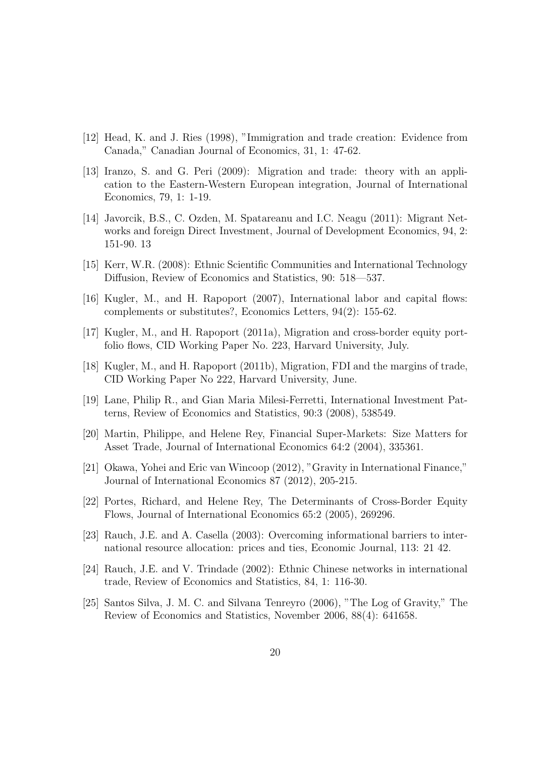[12] Head, K. and J. Ries (1998), "Immigration and trade creation: Evidence from Canada," Canadian Journal of Economics, 31, 1: 47-62.

[13] Iranzo, S. and G. Peri (2009): Migration and trade: theory with an application to the Eastern-Western European integration, Journal of International Economics, 79, 1: 1-19.

[14] Javorcik, B.S., C. Ozden, M. Spatareanu and I.C. Neagu (2011): Migrant Networks and foreign Direct Investment, Journal of Development Economics, 94, 2: 151-90. 13

[15] Kerr, W.R. (2008): Ethnic Scientific Communities and International Technology Diffusion, Review of Economics and Statistics, 90: 518—537.

[16] Kugler, M., and H. Rapoport (2007), International labor and capital flows: complements or substitutes?, Economics Letters, 94(2): 155-62.

[17] Kugler, M., and H. Rapoport (2011a), Migration and cross-border equity portfolio flows, CID Working Paper No. 223, Harvard University, July.

[18] Kugler, M., and H. Rapoport (2011b), Migration, FDI and the margins of trade, CID Working Paper No 222, Harvard University, June.

[19] Lane, Philip R., and Gian Maria Milesi-Ferretti, International Investment Patterns, Review of Economics and Statistics, 90:3 (2008), 538549.

[20] Martin, Philippe, and Helene Rey, Financial Super-Markets: Size Matters for Asset Trade, Journal of International Economics 64:2 (2004), 335361.

[21] Okawa, Yohei and Eric van Wincoop (2012), "Gravity in International Finance," Journal of International Economics 87 (2012), 205-215.

[22] Portes, Richard, and Helene Rey, The Determinants of Cross-Border Equity Flows, Journal of International Economics 65:2 (2005), 269296.

[23] Rauch, J.E. and A. Casella (2003): Overcoming informational barriers to international resource allocation: prices and ties, Economic Journal, 113: 21 42.

[24] Rauch, J.E. and V. Trindade (2002): Ethnic Chinese networks in international trade, Review of Economics and Statistics, 84, 1: 116-30.

[25] Santos Silva, J. M. C. and Silvana Tenreyro (2006), "The Log of Gravity," The Review of Economics and Statistics, November 2006, 88(4): 641658.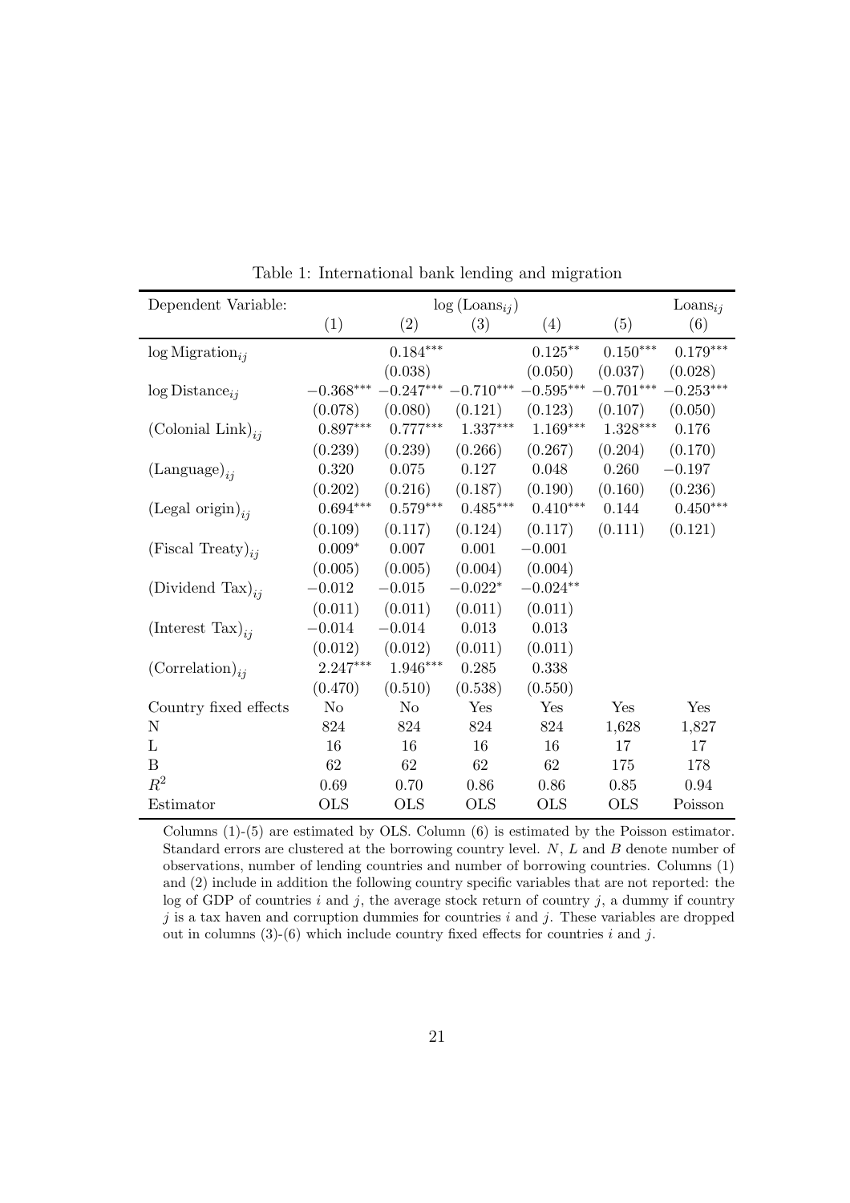Table 1: International bank lending and migration

| Dependent Variable: | $\log(\text{Loans}_{ij})$ | | | | | $\text{Loans}_{ij}$ |
|---|---|---|---|---|---|---|
| | (1) | (2) | (3) | (4) | (5) | (6) |
| $\log \text{Migration}_{ij}$ | | $0.184^{***}$ | | $0.125^{**}$ | $0.150^{***}$ | $0.179^{***}$ |
| | | (0.038) | | (0.050) | (0.037) | (0.028) |
| $\log \text{Distance}_{ij}$ | $-0.368^{***}$ | $-0.247^{***}$ | $-0.710^{***}$ | $-0.595^{***}$ | $-0.701^{***}$ | $-0.253^{***}$ |
| | (0.078) | (0.080) | (0.121) | (0.123) | (0.107) | (0.050) |
| $(\text{Colonial Link})_{ij}$ | $0.897^{***}$ | $0.777^{***}$ | $1.337^{***}$ | $1.169^{***}$ | $1.328^{***}$ | 0.176 |
| | (0.239) | (0.239) | (0.266) | (0.267) | (0.204) | (0.170) |
| $(\text{Language})_{ij}$ | 0.320 | 0.075 | 0.127 | 0.048 | 0.260 | $-0.197$ |
| | (0.202) | (0.216) | (0.187) | (0.190) | (0.160) | (0.236) |
| $(\text{Legal origin})_{ij}$ | $0.694^{***}$ | $0.579^{***}$ | $0.485^{***}$ | $0.410^{***}$ | 0.144 | $0.450^{***}$ |
| | (0.109) | (0.117) | (0.124) | (0.117) | (0.111) | (0.121) |
| $(\text{Fiscal Treaty})_{ij}$ | $0.009^{*}$ | 0.007 | 0.001 | $-0.001$ | | |
| | (0.005) | (0.005) | (0.004) | (0.004) | | |
| $(\text{Dividend Tax})_{ij}$ | $-0.012$ | $-0.015$ | $-0.022^{*}$ | $-0.024^{**}$ | | |
| | (0.011) | (0.011) | (0.011) | (0.011) | | |
| $(\text{Interest Tax})_{ij}$ | $-0.014$ | $-0.014$ | 0.013 | 0.013 | | |
| | (0.012) | (0.012) | (0.011) | (0.011) | | |
| $(\text{Correlation})_{ij}$ | $2.247^{***}$ | $1.946^{***}$ | 0.285 | 0.338 | | |
| | (0.470) | (0.510) | (0.538) | (0.550) | | |
| Country fixed effects | No | No | Yes | Yes | Yes | Yes |
| N | 824 | 824 | 824 | 824 | 1,628 | 1,827 |
| L | 16 | 16 | 16 | 16 | 17 | 17 |
| B | 62 | 62 | 62 | 62 | 175 | 178 |
| $R^2$ | 0.69 | 0.70 | 0.86 | 0.86 | 0.85 | 0.94 |
| Estimator | OLS | OLS | OLS | OLS | OLS | Poisson |

Columns (1)-(5) are estimated by OLS. Column (6) is estimated by the Poisson estimator. Standard errors are clustered at the borrowing country level. $N$, $L$ and $B$ denote number of observations, number of lending countries and number of borrowing countries. Columns (1) and (2) include in addition the following country specific variables that are not reported: the log of GDP of countries $i$ and $j$, the average stock return of country $j$, a dummy if country $j$ is a tax haven and corruption dummies for countries $i$ and $j$. These variables are dropped out in columns (3)-(6) which include country fixed effects for countries $i$ and $j$.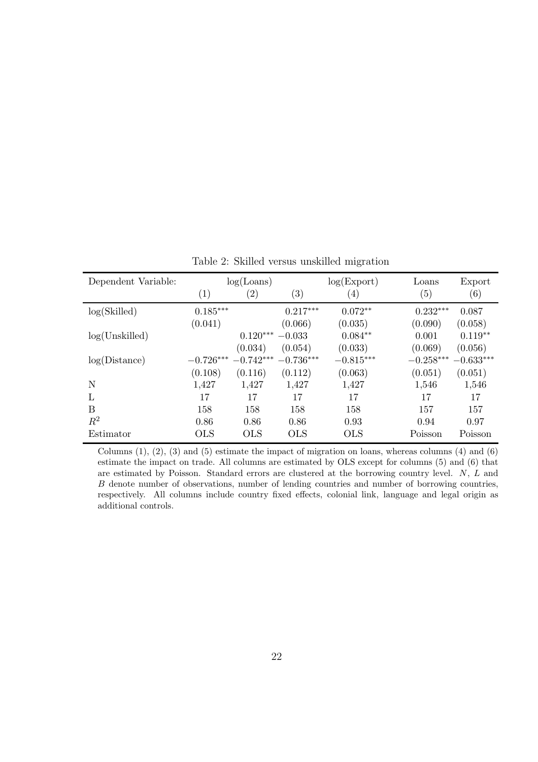Table 2: Skilled versus unskilled migration

| Dependent Variable: | log(Loans) | | | log(Export) | Loans | Export |
|---|---|---|---|---|---|---|
| | (1) | (2) | (3) | (4) | (5) | (6) |
| log(Skilled) | $0.185^{***}$ | | $0.217^{***}$ | $0.072^{**}$ | $0.232^{***}$ | 0.087 |
| | (0.041) | | (0.066) | (0.035) | (0.090) | (0.058) |
| log(Unskilled) | | $0.120^{***}$ | $-0.033$ | $0.084^{**}$ | 0.001 | $0.119^{**}$ |
| | | (0.034) | (0.054) | (0.033) | (0.069) | (0.056) |
| log(Distance) | $-0.726^{***}$ | $-0.742^{***}$ | $-0.736^{***}$ | $-0.815^{***}$ | $-0.258^{***}$ | $-0.633^{***}$ |
| | (0.108) | (0.116) | (0.112) | (0.063) | (0.051) | (0.051) |
| N | 1,427 | 1,427 | 1,427 | 1,427 | 1,546 | 1,546 |
| L | 17 | 17 | 17 | 17 | 17 | 17 |
| B | 158 | 158 | 158 | 158 | 157 | 157 |
| $R^2$ | 0.86 | 0.86 | 0.86 | 0.93 | 0.94 | 0.97 |
| Estimator | OLS | OLS | OLS | OLS | Poisson | Poisson |

Columns (1), (2), (3) and (5) estimate the impact of migration on loans, whereas columns (4) and (6) estimate the impact on trade. All columns are estimated by OLS except for columns (5) and (6) that are estimated by Poisson. Standard errors are clustered at the borrowing country level. $N$, $L$ and $B$ denote number of observations, number of lending countries and number of borrowing countries, respectively. All columns include country fixed effects, colonial link, language and legal origin as additional controls.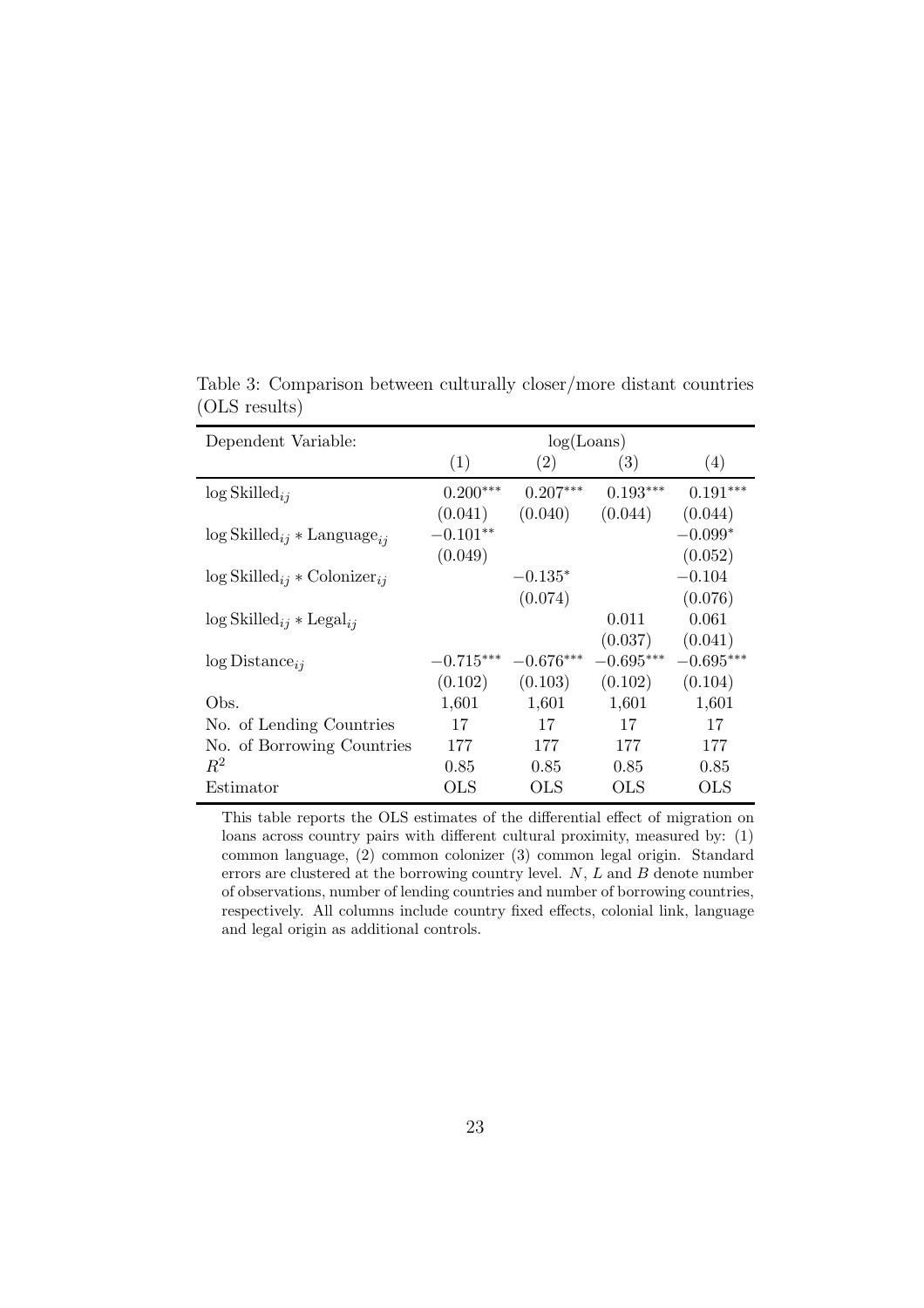Table 3: Comparison between culturally closer/more distant countries (OLS results)

| Dependent Variable: | log(Loans) | | | |
|---|---|---|---|---|
| | (1) | (2) | (3) | (4) |
| $\log \text{Skilled}_{ij}$ | $0.200^{***}$ | $0.207^{***}$ | $0.193^{***}$ | $0.191^{***}$ |
| | (0.041) | (0.040) | (0.044) | (0.044) |
| $\log \text{Skilled}_{ij} * \text{Language}_{ij}$ | $-0.101^{**}$ | | | $-0.099^{*}$ |
| | (0.049) | | | (0.052) |
| $\log \text{Skilled}_{ij} * \text{Colonizer}_{ij}$ | | $-0.135^{*}$ | | $-0.104$ |
| | | (0.074) | | (0.076) |
| $\log \text{Skilled}_{ij} * \text{Legal}_{ij}$ | | | 0.011 | 0.061 |
| | | | (0.037) | (0.041) |
| $\log \text{Distance}_{ij}$ | $-0.715^{***}$ | $-0.676^{***}$ | $-0.695^{***}$ | $-0.695^{***}$ |
| | (0.102) | (0.103) | (0.102) | (0.104) |
| Obs. | 1,601 | 1,601 | 1,601 | 1,601 |
| No. of Lending Countries | 17 | 17 | 17 | 17 |
| No. of Borrowing Countries | 177 | 177 | 177 | 177 |
| $R^2$ | 0.85 | 0.85 | 0.85 | 0.85 |
| Estimator | OLS | OLS | OLS | OLS |

This table reports the OLS estimates of the differential effect of migration on loans across country pairs with different cultural proximity, measured by: (1) common language, (2) common colonizer (3) common legal origin. Standard errors are clustered at the borrowing country level. $N$, $L$ and $B$ denote number of observations, number of lending countries and number of borrowing countries, respectively. All columns include country fixed effects, colonial link, language and legal origin as additional controls.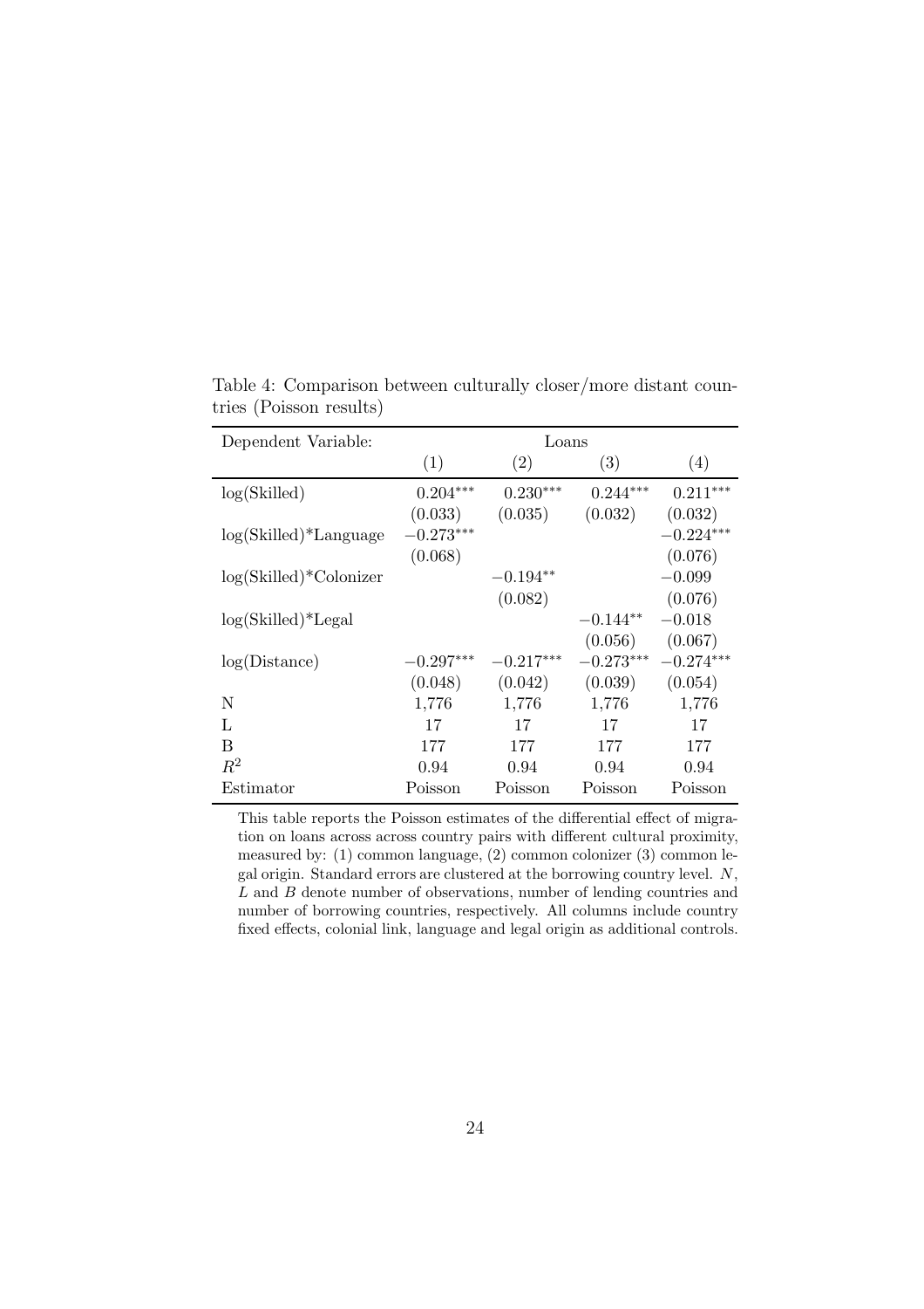Table 4: Comparison between culturally closer/more distant countries (Poisson results)

| Dependent Variable: | Loans | | | |
|---|---|---|---|---|
| | (1) | (2) | (3) | (4) |
| log(Skilled) | $0.204^{***}$ | $0.230^{***}$ | $0.244^{***}$ | $0.211^{***}$ |
| | (0.033) | (0.035) | (0.032) | (0.032) |
| log(Skilled)*Language | $-0.273^{***}$ | | | $-0.224^{***}$ |
| | (0.068) | | | (0.076) |
| log(Skilled)*Colonizer | | $-0.194^{**}$ | | $-0.099$ |
| | | (0.082) | | (0.076) |
| log(Skilled)*Legal | | | $-0.144^{**}$ | $-0.018$ |
| | | | (0.056) | (0.067) |
| log(Distance) | $-0.297^{***}$ | $-0.217^{***}$ | $-0.273^{***}$ | $-0.274^{***}$ |
| | (0.048) | (0.042) | (0.039) | (0.054) |
| N | 1,776 | 1,776 | 1,776 | 1,776 |
| L | 17 | 17 | 17 | 17 |
| B | 177 | 177 | 177 | 177 |
| $R^2$ | 0.94 | 0.94 | 0.94 | 0.94 |
| Estimator | Poisson | Poisson | Poisson | Poisson |

This table reports the Poisson estimates of the differential effect of migration on loans across across country pairs with different cultural proximity, measured by: (1) common language, (2) common colonizer (3) common legal origin. Standard errors are clustered at the borrowing country level. $N$, $L$ and $B$ denote number of observations, number of lending countries and number of borrowing countries, respectively. All columns include country fixed effects, colonial link, language and legal origin as additional controls.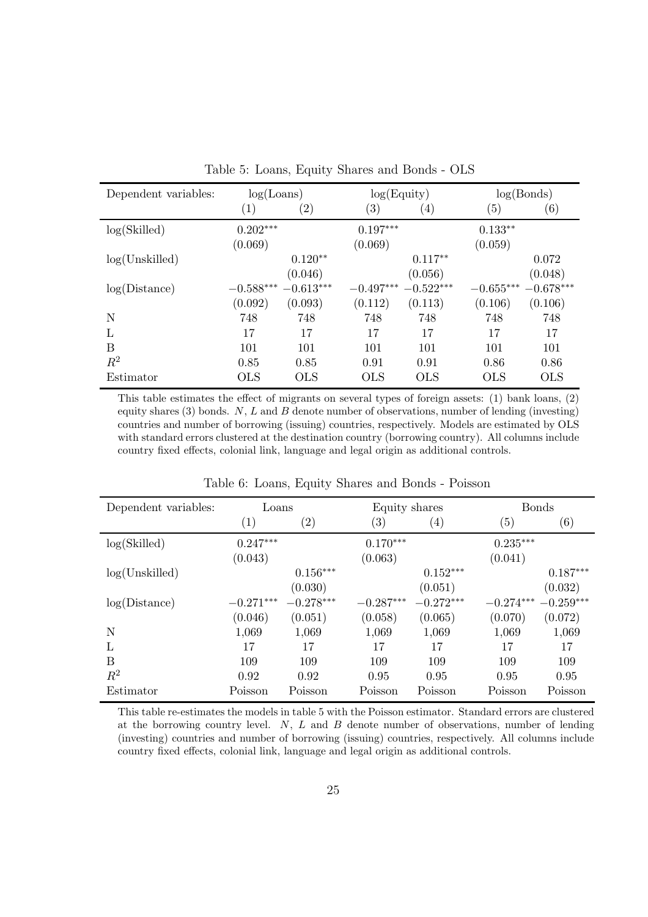Table 5: Loans, Equity Shares and Bonds - OLS

| Dependent variables: | log(Loans) | | log(Equity) | | log(Bonds) | |
|---|---|---|---|---|---|---|
| | (1) | (2) | (3) | (4) | (5) | (6) |
| log(Skilled) | 0.202*** | | 0.197*** | | 0.133** | |
| | (0.069) | | (0.069) | | (0.059) | |
| log(Unskilled) | | 0.120** | | 0.117** | | 0.072 |
| | | (0.046) | | (0.056) | | (0.048) |
| log(Distance) | −0.588*** | −0.613*** | −0.497*** | −0.522*** | −0.655*** | −0.678*** |
| | (0.092) | (0.093) | (0.112) | (0.113) | (0.106) | (0.106) |
| N | 748 | 748 | 748 | 748 | 748 | 748 |
| L | 17 | 17 | 17 | 17 | 17 | 17 |
| B | 101 | 101 | 101 | 101 | 101 | 101 |
| $R^2$ | 0.85 | 0.85 | 0.91 | 0.91 | 0.86 | 0.86 |
| Estimator | OLS | OLS | OLS | OLS | OLS | OLS |

This table estimates the effect of migrants on several types of foreign assets: (1) bank loans, (2) equity shares (3) bonds. $N$, $L$ and $B$ denote number of observations, number of lending (investing) countries and number of borrowing (issuing) countries, respectively. Models are estimated by OLS with standard errors clustered at the destination country (borrowing country). All columns include country fixed effects, colonial link, language and legal origin as additional controls.

Table 6: Loans, Equity Shares and Bonds - Poisson

| Dependent variables: | Loans | | Equity shares | | Bonds | |
|---|---|---|---|---|---|---|
| | (1) | (2) | (3) | (4) | (5) | (6) |
| log(Skilled) | 0.247*** | | 0.170*** | | 0.235*** | |
| | (0.043) | | (0.063) | | (0.041) | |
| log(Unskilled) | | 0.156*** | | 0.152*** | | 0.187*** |
| | | (0.030) | | (0.051) | | (0.032) |
| log(Distance) | −0.271*** | −0.278*** | −0.287*** | −0.272*** | −0.274*** | −0.259*** |
| | (0.046) | (0.051) | (0.058) | (0.065) | (0.070) | (0.072) |
| N | 1,069 | 1,069 | 1,069 | 1,069 | 1,069 | 1,069 |
| L | 17 | 17 | 17 | 17 | 17 | 17 |
| B | 109 | 109 | 109 | 109 | 109 | 109 |
| $R^2$ | 0.92 | 0.92 | 0.95 | 0.95 | 0.95 | 0.95 |
| Estimator | Poisson | Poisson | Poisson | Poisson | Poisson | Poisson |

This table re-estimates the models in table 5 with the Poisson estimator. Standard errors are clustered at the borrowing country level. $N$, $L$ and $B$ denote number of observations, number of lending (investing) countries and number of borrowing (issuing) countries, respectively. All columns include country fixed effects, colonial link, language and legal origin as additional controls.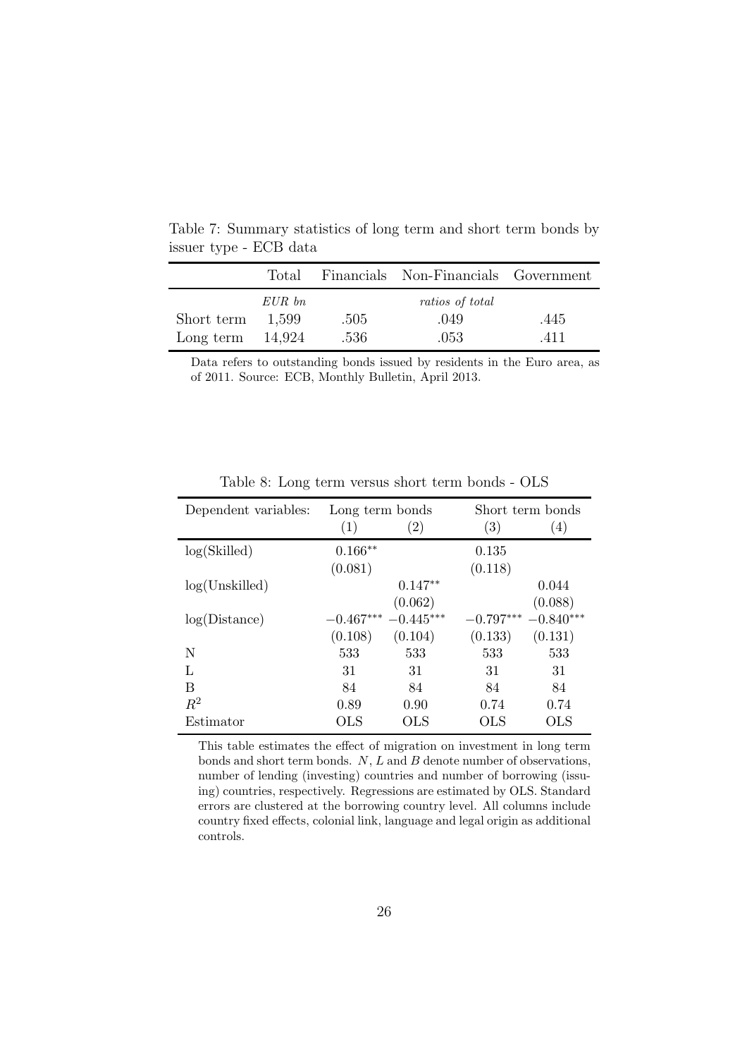Table 7: Summary statistics of long term and short term bonds by issuer type - ECB data

| | Total | Financials | Non-Financials | Government |
|---|---|---|---|---|
| | *EUR bn* | | *ratios of total* | |
| Short term | 1,599 | .505 | .049 | .445 |
| Long term | 14,924 | .536 | .053 | .411 |

Data refers to outstanding bonds issued by residents in the Euro area, as of 2011. Source: ECB, Monthly Bulletin, April 2013.

Table 8: Long term versus short term bonds - OLS

| Dependent variables: | Long term bonds | | Short term bonds | |
|---|---|---|---|---|
| | (1) | (2) | (3) | (4) |
| log(Skilled) | $0.166^{**}$ | | 0.135 | |
| | (0.081) | | (0.118) | |
| log(Unskilled) | | $0.147^{**}$ | | 0.044 |
| | | (0.062) | | (0.088) |
| log(Distance) | $-0.467^{***}$ | $-0.445^{***}$ | $-0.797^{***}$ | $-0.840^{***}$ |
| | (0.108) | (0.104) | (0.133) | (0.131) |
| N | 533 | 533 | 533 | 533 |
| L | 31 | 31 | 31 | 31 |
| B | 84 | 84 | 84 | 84 |
| $R^2$ | 0.89 | 0.90 | 0.74 | 0.74 |
| Estimator | OLS | OLS | OLS | OLS |

This table estimates the effect of migration on investment in long term bonds and short term bonds. $N$, $L$ and $B$ denote number of observations, number of lending (investing) countries and number of borrowing (issuing) countries, respectively. Regressions are estimated by OLS. Standard errors are clustered at the borrowing country level. All columns include country fixed effects, colonial link, language and legal origin as additional controls.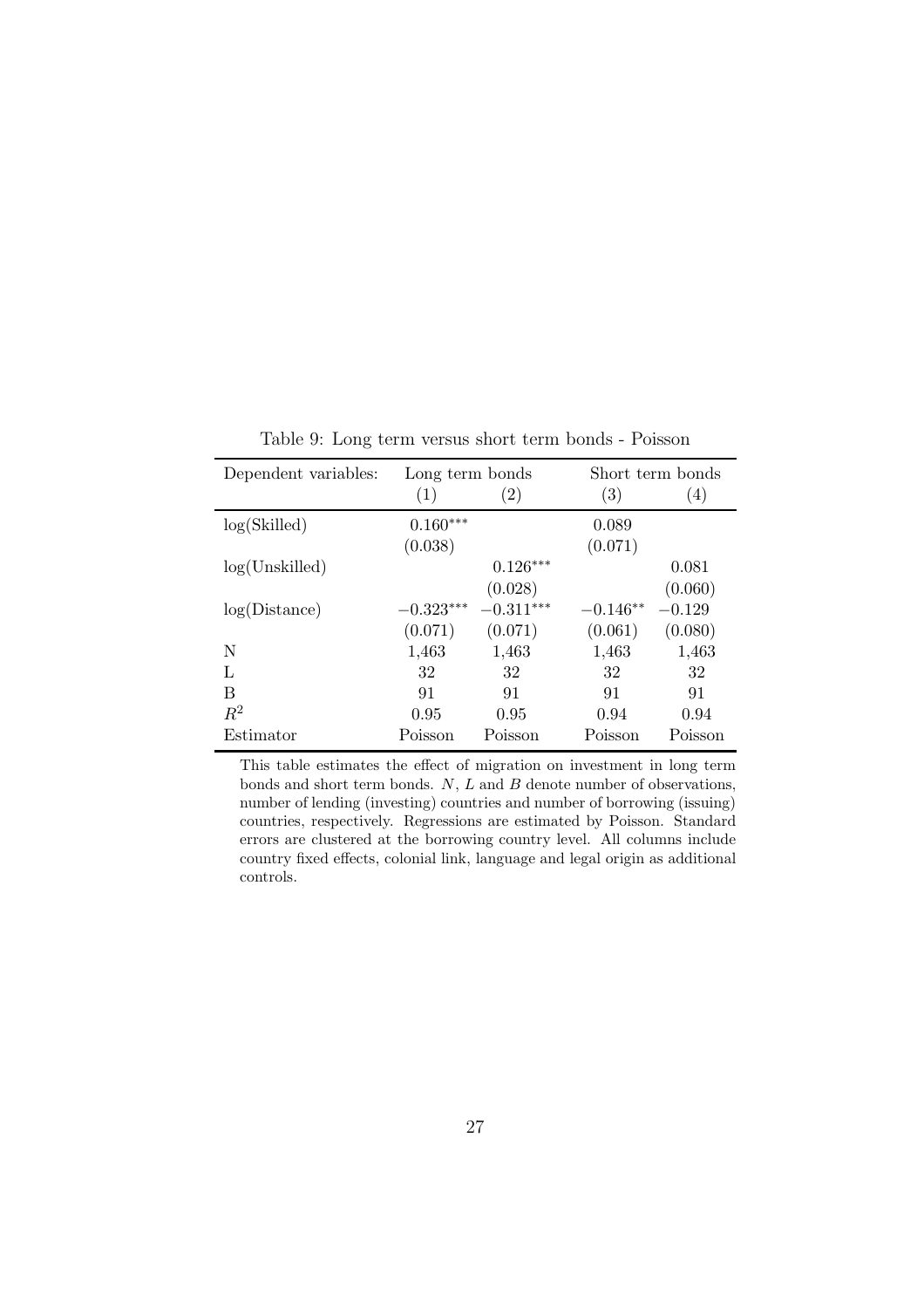Table 9: Long term versus short term bonds - Poisson

| Dependent variables: | Long term bonds | | Short term bonds | |
|---|---|---|---|---|
| | (1) | (2) | (3) | (4) |
| log(Skilled) | $0.160^{***}$ | | 0.089 | |
| | (0.038) | | (0.071) | |
| log(Unskilled) | | $0.126^{***}$ | | 0.081 |
| | | (0.028) | | (0.060) |
| log(Distance) | $-0.323^{***}$ | $-0.311^{***}$ | $-0.146^{**}$ | $-0.129$ |
| | (0.071) | (0.071) | (0.061) | (0.080) |
| N | 1,463 | 1,463 | 1,463 | 1,463 |
| L | 32 | 32 | 32 | 32 |
| B | 91 | 91 | 91 | 91 |
| $R^2$ | 0.95 | 0.95 | 0.94 | 0.94 |
| Estimator | Poisson | Poisson | Poisson | Poisson |

This table estimates the effect of migration on investment in long term bonds and short term bonds. $N$, $L$ and $B$ denote number of observations, number of lending (investing) countries and number of borrowing (issuing) countries, respectively. Regressions are estimated by Poisson. Standard errors are clustered at the borrowing country level. All columns include country fixed effects, colonial link, language and legal origin as additional controls.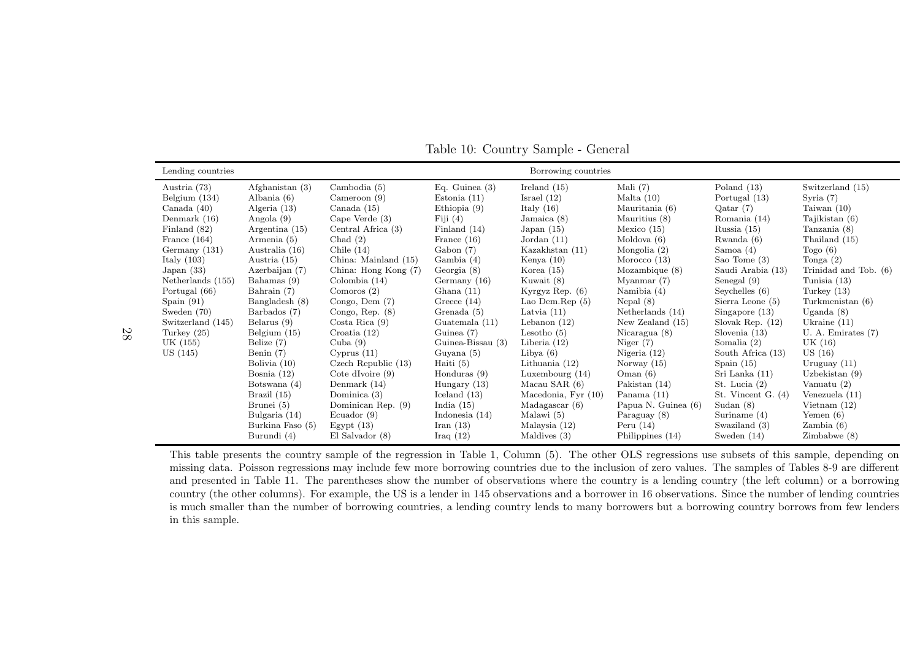Table 10: Country Sample - General

| Lending countries | Borrowing countries | | | | | | |
|---|---|---|---|---|---|---|---|
| Austria (73) | Afghanistan (3) | Cambodia (5) | Eq. Guinea (3) | Ireland (15) | Mali (7) | Poland (13) | Switzerland (15) |
| Belgium (134) | Albania (6) | Cameroon (9) | Estonia (11) | Israel (12) | Malta (10) | Portugal (13) | Syria (7) |
| Canada (40) | Algeria (13) | Canada (15) | Ethiopia (9) | Italy (16) | Mauritania (6) | Qatar (7) | Taiwan (10) |
| Denmark (16) | Angola (9) | Cape Verde (3) | Fiji (4) | Jamaica (8) | Mauritius (8) | Romania (14) | Tajikistan (6) |
| Finland (82) | Argentina (15) | Central Africa (3) | Finland (14) | Japan (15) | Mexico (15) | Russia (15) | Tanzania (8) |
| France (164) | Armenia (5) | Chad (2) | France (16) | Jordan (11) | Moldova (6) | Rwanda (6) | Thailand (15) |
| Germany (131) | Australia (16) | Chile (14) | Gabon (7) | Kazakhstan (11) | Mongolia (2) | Samoa (4) | Togo (6) |
| Italy (103) | Austria (15) | China: Mainland (15) | Gambia (4) | Kenya (10) | Morocco (13) | Sao Tome (3) | Tonga (2) |
| Japan (33) | Azerbaijan (7) | China: Hong Kong (7) | Georgia (8) | Korea (15) | Mozambique (8) | Saudi Arabia (13) | Trinidad and Tob. (6) |
| Netherlands (155) | Bahamas (9) | Colombia (14) | Germany (16) | Kuwait (8) | Myanmar (7) | Senegal (9) | Tunisia (13) |
| Portugal (66) | Bahrain (7) | Comoros (2) | Ghana (11) | Kyrgyz Rep. (6) | Namibia (4) | Seychelles (6) | Turkey (13) |
| Spain (91) | Bangladesh (8) | Congo, Dem (7) | Greece (14) | Lao Dem.Rep (5) | Nepal (8) | Sierra Leone (5) | Turkmenistan (6) |
| Sweden (70) | Barbados (7) | Congo, Rep. (8) | Grenada (5) | Latvia (11) | Netherlands (14) | Singapore (13) | Uganda (8) |
| Switzerland (145) | Belarus (9) | Costa Rica (9) | Guatemala (11) | Lebanon (12) | New Zealand (15) | Slovak Rep. (12) | Ukraine (11) |
| Turkey (25) | Belgium (15) | Croatia (12) | Guinea (7) | Lesotho (5) | Nicaragua (8) | Slovenia (13) | U. A. Emirates (7) |
| UK (155) | Belize (7) | Cuba (9) | Guinea-Bissau (3) | Liberia (12) | Niger (7) | Somalia (2) | UK (16) |
| US (145) | Benin (7) | Cyprus (11) | Guyana (5) | Libya (6) | Nigeria (12) | South Africa (13) | US (16) |
| | Bolivia (10) | Czech Republic (13) | Haiti (5) | Lithuania (12) | Norway (15) | Spain (15) | Uruguay (11) |
| | Bosnia (12) | Cote dIvoire (9) | Honduras (9) | Luxembourg (14) | Oman (6) | Sri Lanka (11) | Uzbekistan (9) |
| | Botswana (4) | Denmark (14) | Hungary (13) | Macau SAR (6) | Pakistan (14) | St. Lucia (2) | Vanuatu (2) |
| | Brazil (15) | Dominica (3) | Iceland (13) | Macedonia, Fyr (10) | Panama (11) | St. Vincent G. (4) | Venezuela (11) |
| | Brunei (5) | Dominican Rep. (9) | India (15) | Madagascar (6) | Papua N. Guinea (6) | Sudan (8) | Vietnam (12) |
| | Bulgaria (14) | Ecuador (9) | Indonesia (14) | Malawi (5) | Paraguay (8) | Suriname (4) | Yemen (6) |
| | Burkina Faso (5) | Egypt (13) | Iran (13) | Malaysia (12) | Peru (14) | Swaziland (3) | Zambia (6) |
| | Burundi (4) | El Salvador (8) | Iraq (12) | Maldives (3) | Philippines (14) | Sweden (14) | Zimbabwe (8) |

This table presents the country sample of the regression in Table 1, Column (5). The other OLS regressions use subsets of this sample, depending on missing data. Poisson regressions may include few more borrowing countries due to the inclusion of zero values. The samples of Tables 8-9 are different and presented in Table 11. The parentheses show the number of observations where the country is a lending country (the left column) or a borrowing country (the other columns). For example, the US is a lender in 145 observations and a borrower in 16 observations. Since the number of lending countries is much smaller than the number of borrowing countries, a lending country lends to many borrowers but a borrowing country borrows from few lenders in this sample.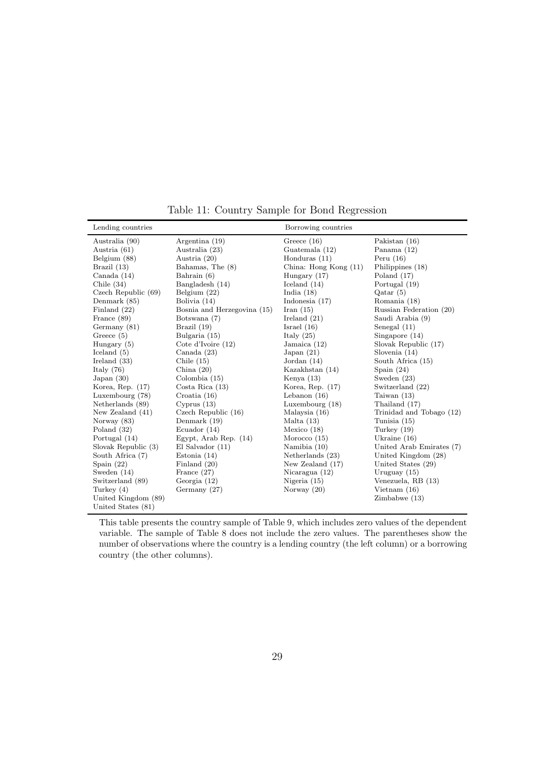Table 11: Country Sample for Bond Regression

| Lending countries | | Borrowing countries | |
|---|---|---|---|
| Australia (90) | Argentina (19) | Greece (16) | Pakistan (16) |
| Austria (61) | Australia (23) | Guatemala (12) | Panama (12) |
| Belgium (88) | Austria (20) | Honduras (11) | Peru (16) |
| Brazil (13) | Bahamas, The (8) | China: Hong Kong (11) | Philippines (18) |
| Canada (14) | Bahrain (6) | Hungary (17) | Poland (17) |
| Chile (34) | Bangladesh (14) | Iceland (14) | Portugal (19) |
| Czech Republic (69) | Belgium (22) | India (18) | Qatar (5) |
| Denmark (85) | Bolivia (14) | Indonesia (17) | Romania (18) |
| Finland (22) | Bosnia and Herzegovina (15) | Iran (15) | Russian Federation (20) |
| France (89) | Botswana (7) | Ireland (21) | Saudi Arabia (9) |
| Germany (81) | Brazil (19) | Israel (16) | Senegal (11) |
| Greece (5) | Bulgaria (15) | Italy (25) | Singapore (14) |
| Hungary (5) | Cote d'Ivoire (12) | Jamaica (12) | Slovak Republic (17) |
| Iceland (5) | Canada (23) | Japan (21) | Slovenia (14) |
| Ireland (33) | Chile (15) | Jordan (14) | South Africa (15) |
| Italy (76) | China (20) | Kazakhstan (14) | Spain (24) |
| Japan (30) | Colombia (15) | Kenya (13) | Sweden (23) |
| Korea, Rep. (17) | Costa Rica (13) | Korea, Rep. (17) | Switzerland (22) |
| Luxembourg (78) | Croatia (16) | Lebanon (16) | Taiwan (13) |
| Netherlands (89) | Cyprus (13) | Luxembourg (18) | Thailand (17) |
| New Zealand (41) | Czech Republic (16) | Malaysia (16) | Trinidad and Tobago (12) |
| Norway (83) | Denmark (19) | Malta (13) | Tunisia (15) |
| Poland (32) | Ecuador (14) | Mexico (18) | Turkey (19) |
| Portugal (14) | Egypt, Arab Rep. (14) | Morocco (15) | Ukraine (16) |
| Slovak Republic (3) | El Salvador (11) | Namibia (10) | United Arab Emirates (7) |
| South Africa (7) | Estonia (14) | Netherlands (23) | United Kingdom (28) |
| Spain (22) | Finland (20) | New Zealand (17) | United States (29) |
| Sweden (14) | France (27) | Nicaragua (12) | Uruguay (15) |
| Switzerland (89) | Georgia (12) | Nigeria (15) | Venezuela, RB (13) |
| Turkey (4) | Germany (27) | Norway (20) | Vietnam (16) |
| United Kingdom (89) | | | Zimbabwe (13) |
| United States (81) | | | |

This table presents the country sample of Table 9, which includes zero values of the dependent variable. The sample of Table 8 does not include the zero values. The parentheses show the number of observations where the country is a lending country (the left column) or a borrowing country (the other columns).